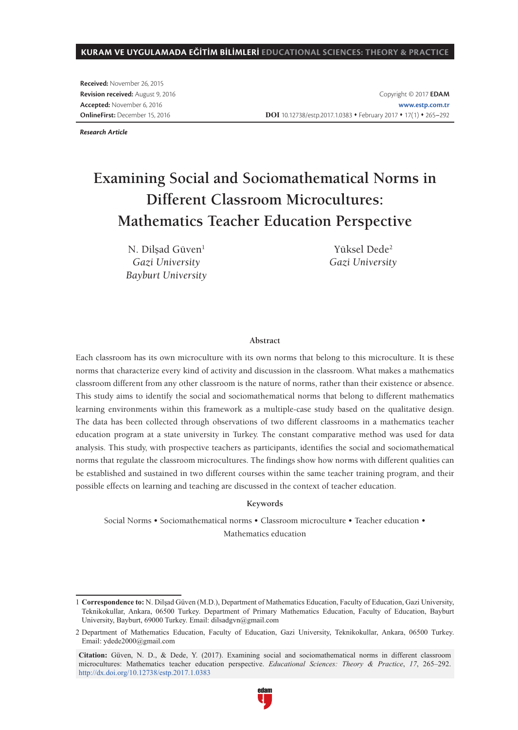Received: November 26, 2015
Revision received: August 9, 2016
Accepted: November 6, 2016
OnlineFirst: December 15, 2016

Copyright © 2017 **EDAM**
www.estp.com.tr
**DOI** 10.12738/estp.2017.1.0383 • February 2017 • 17(1) • 265–292

***Research Article***

# Examining Social and Sociomathematical Norms in Different Classroom Microcultures: Mathematics Teacher Education Perspective

N. Dilşad Güven[1]
*Gazi University*
*Bayburt University*

Yüksel Dede[2]
*Gazi University*

### Abstract

Each classroom has its own microculture with its own norms that belong to this microculture. It is these norms that characterize every kind of activity and discussion in the classroom. What makes a mathematics classroom different from any other classroom is the nature of norms, rather than their existence or absence. This study aims to identify the social and sociomathematical norms that belong to different mathematics learning environments within this framework as a multiple-case study based on the qualitative design. The data has been collected through observations of two different classrooms in a mathematics teacher education program at a state university in Turkey. The constant comparative method was used for data analysis. This study, with prospective teachers as participants, identifies the social and sociomathematical norms that regulate the classroom microcultures. The findings show how norms with different qualities can be established and sustained in two different courses within the same teacher training program, and their possible effects on learning and teaching are discussed in the context of teacher education.

### Keywords

Social Norms • Sociomathematical norms • Classroom microculture • Teacher education • Mathematics education

1 **Correspondence to:** N. Dilşad Güven (M.D.), Department of Mathematics Education, Faculty of Education, Gazi University, Teknikokullar, Ankara, 06500 Turkey. Department of Primary Mathematics Education, Faculty of Education, Bayburt University, Bayburt, 69000 Turkey. Email: dilsadgvn@gmail.com

2 Department of Mathematics Education, Faculty of Education, Gazi University, Teknikokullar, Ankara, 06500 Turkey. Email: ydede2000@gmail.com

**Citation:** Güven, N. D., & Dede, Y. (2017). Examining social and sociomathematical norms in different classroom microcultures: Mathematics teacher education perspective. *Educational Sciences: Theory & Practice*, *17*, 265–292. http://dx.doi.org/10.12738/estp.2017.1.0383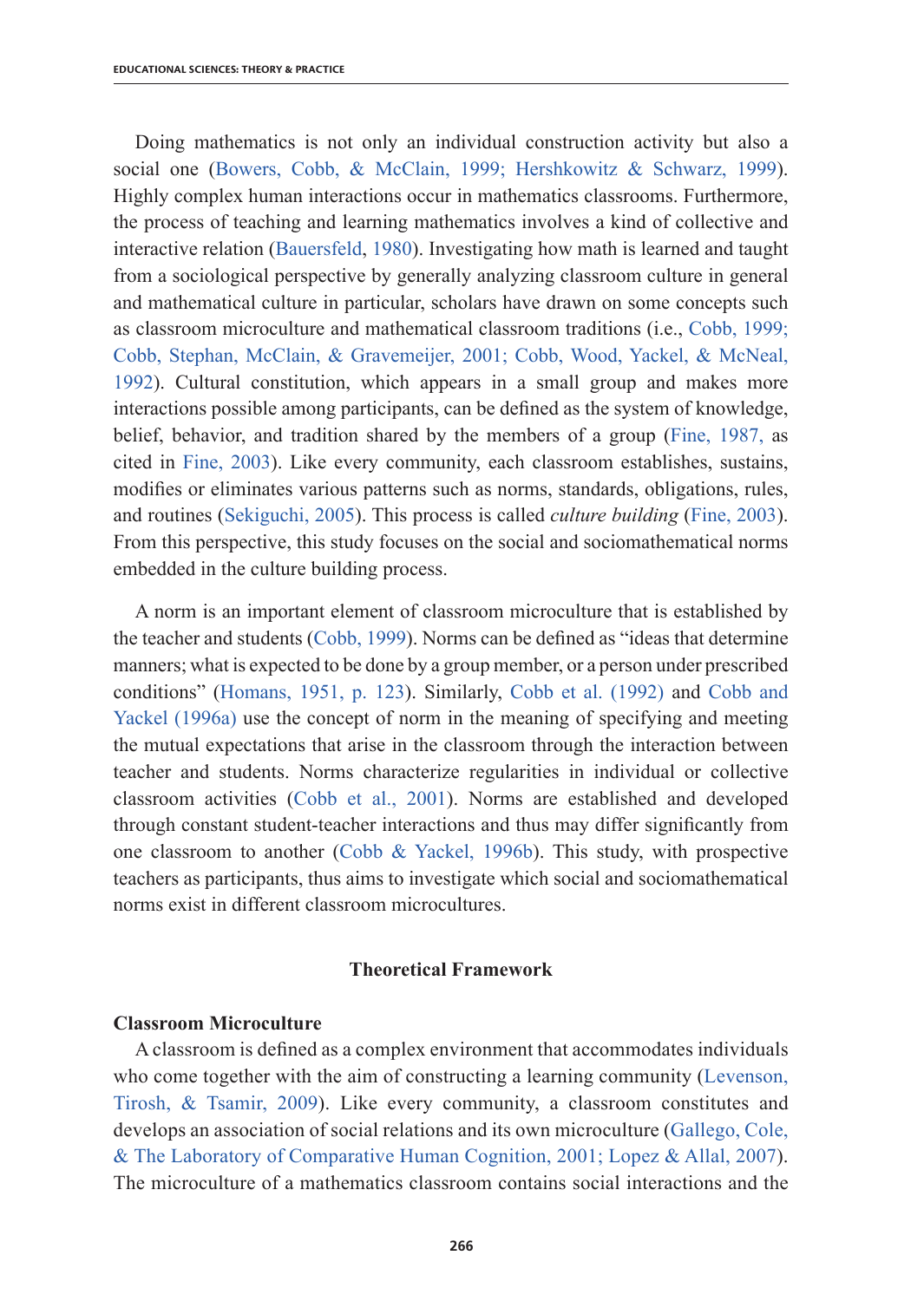Doing mathematics is not only an individual construction activity but also a social one (Bowers, Cobb, & McClain, 1999; Hershkowitz & Schwarz, 1999). Highly complex human interactions occur in mathematics classrooms. Furthermore, the process of teaching and learning mathematics involves a kind of collective and interactive relation (Bauersfeld, 1980). Investigating how math is learned and taught from a sociological perspective by generally analyzing classroom culture in general and mathematical culture in particular, scholars have drawn on some concepts such as classroom microculture and mathematical classroom traditions (i.e., Cobb, 1999; Cobb, Stephan, McClain, & Gravemeijer, 2001; Cobb, Wood, Yackel, & McNeal, 1992). Cultural constitution, which appears in a small group and makes more interactions possible among participants, can be defined as the system of knowledge, belief, behavior, and tradition shared by the members of a group (Fine, 1987, as cited in Fine, 2003). Like every community, each classroom establishes, sustains, modifies or eliminates various patterns such as norms, standards, obligations, rules, and routines (Sekiguchi, 2005). This process is called *culture building* (Fine, 2003). From this perspective, this study focuses on the social and sociomathematical norms embedded in the culture building process.

A norm is an important element of classroom microculture that is established by the teacher and students (Cobb, 1999). Norms can be defined as "ideas that determine manners; what is expected to be done by a group member, or a person under prescribed conditions" (Homans, 1951, p. 123). Similarly, Cobb et al. (1992) and Cobb and Yackel (1996a) use the concept of norm in the meaning of specifying and meeting the mutual expectations that arise in the classroom through the interaction between teacher and students. Norms characterize regularities in individual or collective classroom activities (Cobb et al., 2001). Norms are established and developed through constant student-teacher interactions and thus may differ significantly from one classroom to another (Cobb & Yackel, 1996b). This study, with prospective teachers as participants, thus aims to investigate which social and sociomathematical norms exist in different classroom microcultures.

## Theoretical Framework

### Classroom Microculture

A classroom is defined as a complex environment that accommodates individuals who come together with the aim of constructing a learning community (Levenson, Tirosh, & Tsamir, 2009). Like every community, a classroom constitutes and develops an association of social relations and its own microculture (Gallego, Cole, & The Laboratory of Comparative Human Cognition, 2001; Lopez & Allal, 2007). The microculture of a mathematics classroom contains social interactions and the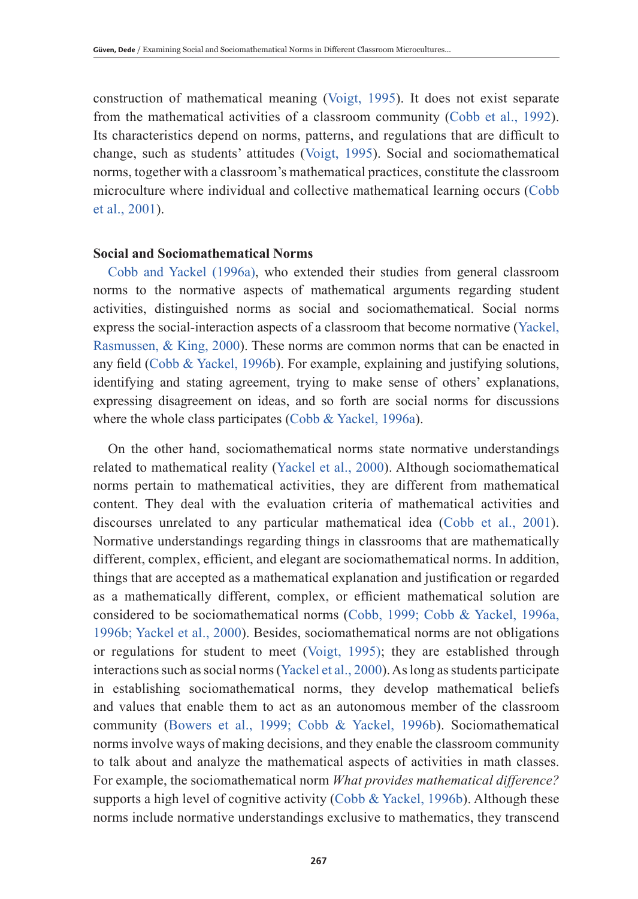construction of mathematical meaning (Voigt, 1995). It does not exist separate from the mathematical activities of a classroom community (Cobb et al., 1992). Its characteristics depend on norms, patterns, and regulations that are difficult to change, such as students' attitudes (Voigt, 1995). Social and sociomathematical norms, together with a classroom's mathematical practices, constitute the classroom microculture where individual and collective mathematical learning occurs (Cobb et al., 2001).

## Social and Sociomathematical Norms

Cobb and Yackel (1996a), who extended their studies from general classroom norms to the normative aspects of mathematical arguments regarding student activities, distinguished norms as social and sociomathematical. Social norms express the social-interaction aspects of a classroom that become normative (Yackel, Rasmussen, & King, 2000). These norms are common norms that can be enacted in any field (Cobb & Yackel, 1996b). For example, explaining and justifying solutions, identifying and stating agreement, trying to make sense of others' explanations, expressing disagreement on ideas, and so forth are social norms for discussions where the whole class participates (Cobb & Yackel, 1996a).

On the other hand, sociomathematical norms state normative understandings related to mathematical reality (Yackel et al., 2000). Although sociomathematical norms pertain to mathematical activities, they are different from mathematical content. They deal with the evaluation criteria of mathematical activities and discourses unrelated to any particular mathematical idea (Cobb et al., 2001). Normative understandings regarding things in classrooms that are mathematically different, complex, efficient, and elegant are sociomathematical norms. In addition, things that are accepted as a mathematical explanation and justification or regarded as a mathematically different, complex, or efficient mathematical solution are considered to be sociomathematical norms (Cobb, 1999; Cobb & Yackel, 1996a, 1996b; Yackel et al., 2000). Besides, sociomathematical norms are not obligations or regulations for student to meet (Voigt, 1995); they are established through interactions such as social norms (Yackel et al., 2000). As long as students participate in establishing sociomathematical norms, they develop mathematical beliefs and values that enable them to act as an autonomous member of the classroom community (Bowers et al., 1999; Cobb & Yackel, 1996b). Sociomathematical norms involve ways of making decisions, and they enable the classroom community to talk about and analyze the mathematical aspects of activities in math classes. For example, the sociomathematical norm *What provides mathematical difference?* supports a high level of cognitive activity (Cobb & Yackel, 1996b). Although these norms include normative understandings exclusive to mathematics, they transcend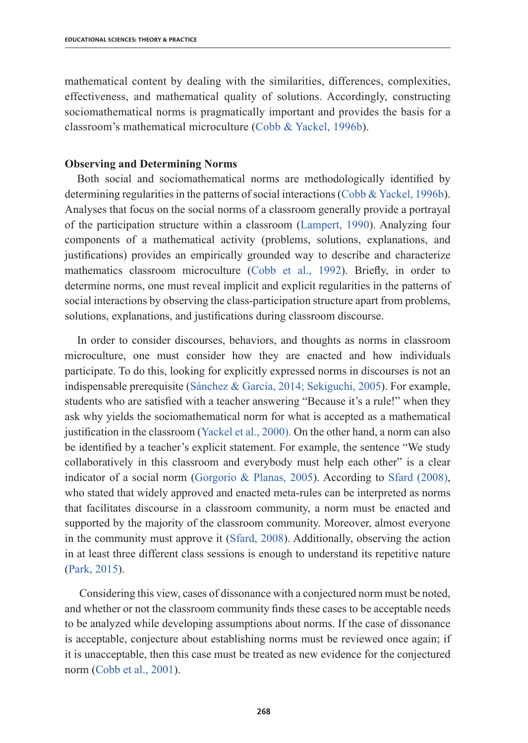mathematical content by dealing with the similarities, differences, complexities, effectiveness, and mathematical quality of solutions. Accordingly, constructing sociomathematical norms is pragmatically important and provides the basis for a classroom's mathematical microculture (Cobb & Yackel, 1996b).

### Observing and Determining Norms

Both social and sociomathematical norms are methodologically identified by determining regularities in the patterns of social interactions (Cobb & Yackel, 1996b). Analyses that focus on the social norms of a classroom generally provide a portrayal of the participation structure within a classroom (Lampert, 1990). Analyzing four components of a mathematical activity (problems, solutions, explanations, and justifications) provides an empirically grounded way to describe and characterize mathematics classroom microculture (Cobb et al., 1992). Briefly, in order to determine norms, one must reveal implicit and explicit regularities in the patterns of social interactions by observing the class-participation structure apart from problems, solutions, explanations, and justifications during classroom discourse.

In order to consider discourses, behaviors, and thoughts as norms in classroom microculture, one must consider how they are enacted and how individuals participate. To do this, looking for explicitly expressed norms in discourses is not an indispensable prerequisite (Sánchez & García, 2014; Sekiguchi, 2005). For example, students who are satisfied with a teacher answering "Because it's a rule!" when they ask why yields the sociomathematical norm for what is accepted as a mathematical justification in the classroom (Yackel et al., 2000). On the other hand, a norm can also be identified by a teacher's explicit statement. For example, the sentence "We study collaboratively in this classroom and everybody must help each other" is a clear indicator of a social norm (Gorgorio & Planas, 2005). According to Sfard (2008), who stated that widely approved and enacted meta-rules can be interpreted as norms that facilitates discourse in a classroom community, a norm must be enacted and supported by the majority of the classroom community. Moreover, almost everyone in the community must approve it (Sfard, 2008). Additionally, observing the action in at least three different class sessions is enough to understand its repetitive nature (Park, 2015).

Considering this view, cases of dissonance with a conjectured norm must be noted, and whether or not the classroom community finds these cases to be acceptable needs to be analyzed while developing assumptions about norms. If the case of dissonance is acceptable, conjecture about establishing norms must be reviewed once again; if it is unacceptable, then this case must be treated as new evidence for the conjectured norm (Cobb et al., 2001).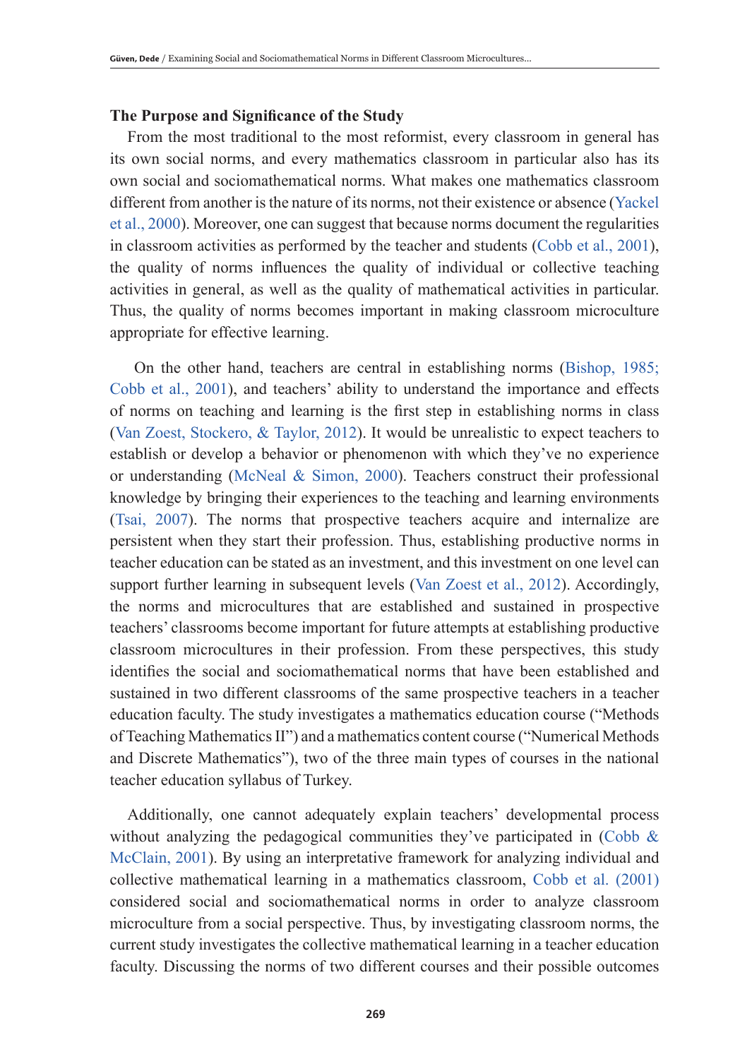## The Purpose and Significance of the Study

From the most traditional to the most reformist, every classroom in general has its own social norms, and every mathematics classroom in particular also has its own social and sociomathematical norms. What makes one mathematics classroom different from another is the nature of its norms, not their existence or absence (Yackel et al., 2000). Moreover, one can suggest that because norms document the regularities in classroom activities as performed by the teacher and students (Cobb et al., 2001), the quality of norms influences the quality of individual or collective teaching activities in general, as well as the quality of mathematical activities in particular. Thus, the quality of norms becomes important in making classroom microculture appropriate for effective learning.

On the other hand, teachers are central in establishing norms (Bishop, 1985; Cobb et al., 2001), and teachers' ability to understand the importance and effects of norms on teaching and learning is the first step in establishing norms in class (Van Zoest, Stockero, & Taylor, 2012). It would be unrealistic to expect teachers to establish or develop a behavior or phenomenon with which they've no experience or understanding (McNeal & Simon, 2000). Teachers construct their professional knowledge by bringing their experiences to the teaching and learning environments (Tsai, 2007). The norms that prospective teachers acquire and internalize are persistent when they start their profession. Thus, establishing productive norms in teacher education can be stated as an investment, and this investment on one level can support further learning in subsequent levels (Van Zoest et al., 2012). Accordingly, the norms and microcultures that are established and sustained in prospective teachers' classrooms become important for future attempts at establishing productive classroom microcultures in their profession. From these perspectives, this study identifies the social and sociomathematical norms that have been established and sustained in two different classrooms of the same prospective teachers in a teacher education faculty. The study investigates a mathematics education course ("Methods of Teaching Mathematics II") and a mathematics content course ("Numerical Methods and Discrete Mathematics"), two of the three main types of courses in the national teacher education syllabus of Turkey.

Additionally, one cannot adequately explain teachers' developmental process without analyzing the pedagogical communities they've participated in (Cobb & McClain, 2001). By using an interpretative framework for analyzing individual and collective mathematical learning in a mathematics classroom, Cobb et al. (2001) considered social and sociomathematical norms in order to analyze classroom microculture from a social perspective. Thus, by investigating classroom norms, the current study investigates the collective mathematical learning in a teacher education faculty. Discussing the norms of two different courses and their possible outcomes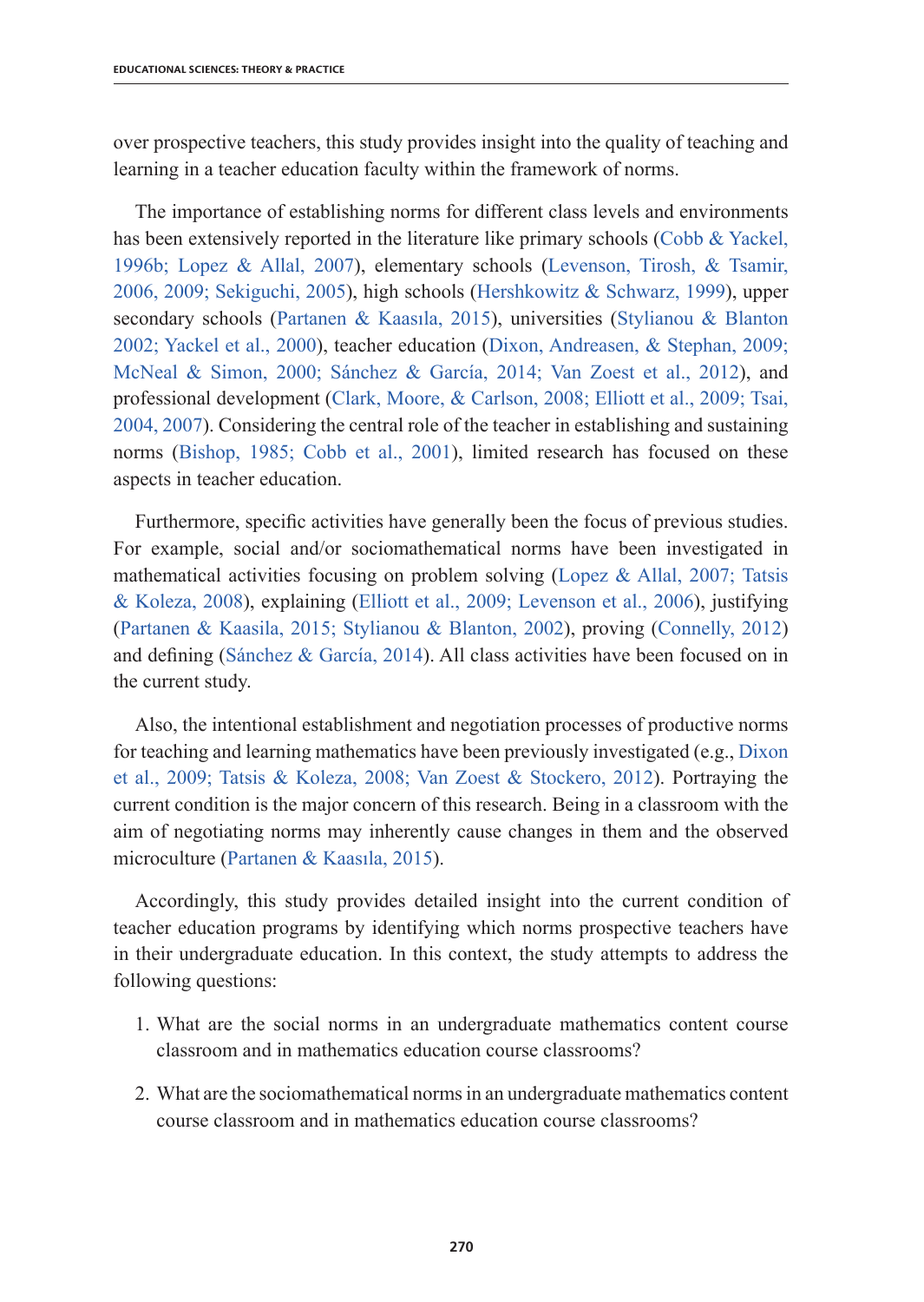over prospective teachers, this study provides insight into the quality of teaching and learning in a teacher education faculty within the framework of norms.

The importance of establishing norms for different class levels and environments has been extensively reported in the literature like primary schools (Cobb & Yackel, 1996b; Lopez & Allal, 2007), elementary schools (Levenson, Tirosh, & Tsamir, 2006, 2009; Sekiguchi, 2005), high schools (Hershkowitz & Schwarz, 1999), upper secondary schools (Partanen & Kaasıla, 2015), universities (Stylianou & Blanton 2002; Yackel et al., 2000), teacher education (Dixon, Andreasen, & Stephan, 2009; McNeal & Simon, 2000; Sánchez & García, 2014; Van Zoest et al., 2012), and professional development (Clark, Moore, & Carlson, 2008; Elliott et al., 2009; Tsai, 2004, 2007). Considering the central role of the teacher in establishing and sustaining norms (Bishop, 1985; Cobb et al., 2001), limited research has focused on these aspects in teacher education.

Furthermore, specific activities have generally been the focus of previous studies. For example, social and/or sociomathematical norms have been investigated in mathematical activities focusing on problem solving (Lopez & Allal, 2007; Tatsis & Koleza, 2008), explaining (Elliott et al., 2009; Levenson et al., 2006), justifying (Partanen & Kaasila, 2015; Stylianou & Blanton, 2002), proving (Connelly, 2012) and defining (Sánchez & García, 2014). All class activities have been focused on in the current study.

Also, the intentional establishment and negotiation processes of productive norms for teaching and learning mathematics have been previously investigated (e.g., Dixon et al., 2009; Tatsis & Koleza, 2008; Van Zoest & Stockero, 2012). Portraying the current condition is the major concern of this research. Being in a classroom with the aim of negotiating norms may inherently cause changes in them and the observed microculture (Partanen & Kaasıla, 2015).

Accordingly, this study provides detailed insight into the current condition of teacher education programs by identifying which norms prospective teachers have in their undergraduate education. In this context, the study attempts to address the following questions:

1. What are the social norms in an undergraduate mathematics content course classroom and in mathematics education course classrooms?

2. What are the sociomathematical norms in an undergraduate mathematics content course classroom and in mathematics education course classrooms?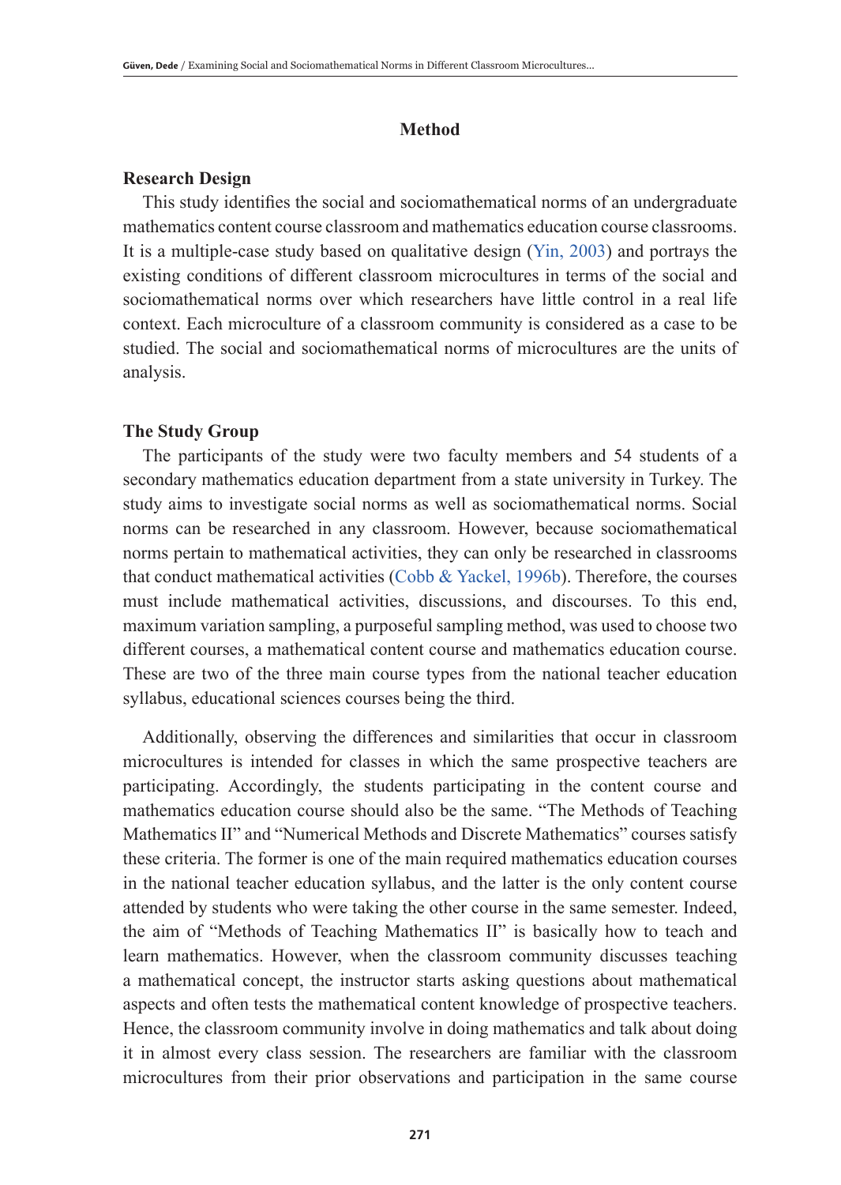## Method

### Research Design

This study identifies the social and sociomathematical norms of an undergraduate mathematics content course classroom and mathematics education course classrooms. It is a multiple-case study based on qualitative design (Yin, 2003) and portrays the existing conditions of different classroom microcultures in terms of the social and sociomathematical norms over which researchers have little control in a real life context. Each microculture of a classroom community is considered as a case to be studied. The social and sociomathematical norms of microcultures are the units of analysis.

### The Study Group

The participants of the study were two faculty members and 54 students of a secondary mathematics education department from a state university in Turkey. The study aims to investigate social norms as well as sociomathematical norms. Social norms can be researched in any classroom. However, because sociomathematical norms pertain to mathematical activities, they can only be researched in classrooms that conduct mathematical activities (Cobb & Yackel, 1996b). Therefore, the courses must include mathematical activities, discussions, and discourses. To this end, maximum variation sampling, a purposeful sampling method, was used to choose two different courses, a mathematical content course and mathematics education course. These are two of the three main course types from the national teacher education syllabus, educational sciences courses being the third.

Additionally, observing the differences and similarities that occur in classroom microcultures is intended for classes in which the same prospective teachers are participating. Accordingly, the students participating in the content course and mathematics education course should also be the same. "The Methods of Teaching Mathematics II" and "Numerical Methods and Discrete Mathematics" courses satisfy these criteria. The former is one of the main required mathematics education courses in the national teacher education syllabus, and the latter is the only content course attended by students who were taking the other course in the same semester. Indeed, the aim of "Methods of Teaching Mathematics II" is basically how to teach and learn mathematics. However, when the classroom community discusses teaching a mathematical concept, the instructor starts asking questions about mathematical aspects and often tests the mathematical content knowledge of prospective teachers. Hence, the classroom community involve in doing mathematics and talk about doing it in almost every class session. The researchers are familiar with the classroom microcultures from their prior observations and participation in the same course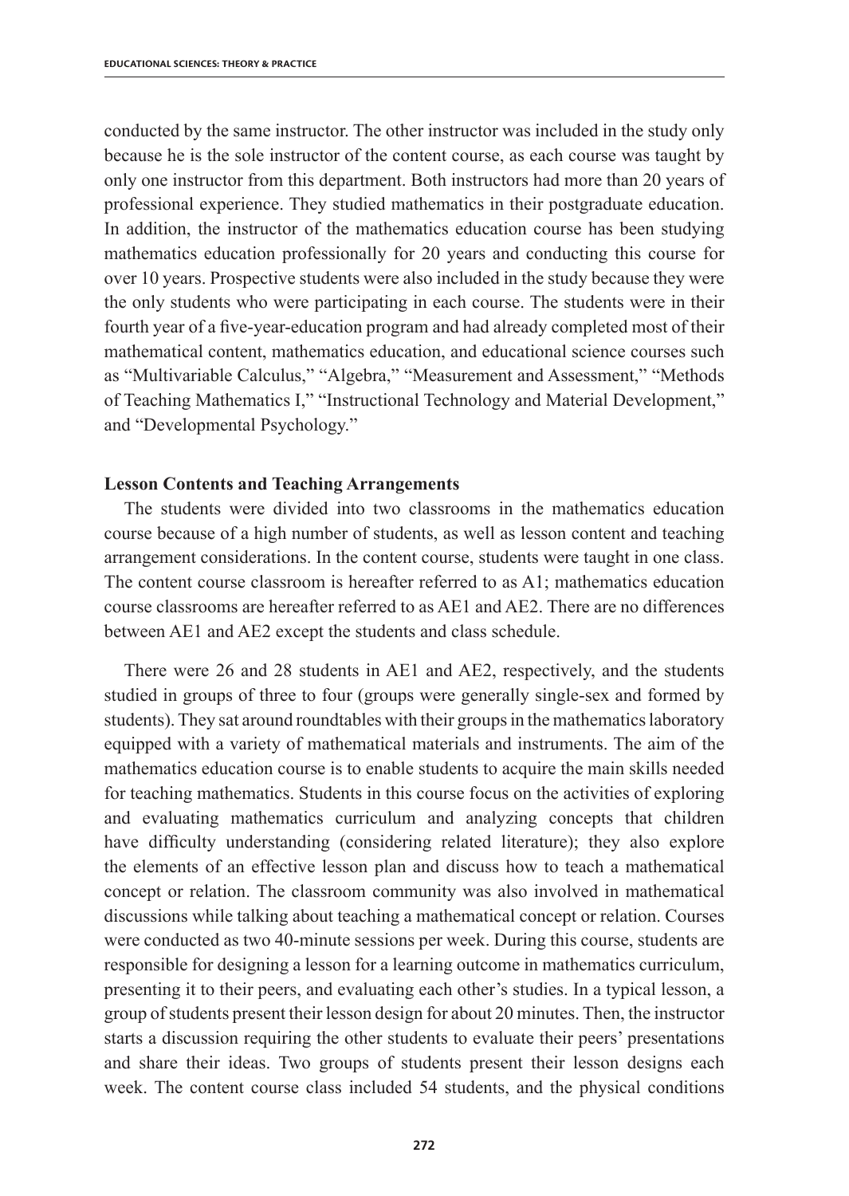conducted by the same instructor. The other instructor was included in the study only because he is the sole instructor of the content course, as each course was taught by only one instructor from this department. Both instructors had more than 20 years of professional experience. They studied mathematics in their postgraduate education. In addition, the instructor of the mathematics education course has been studying mathematics education professionally for 20 years and conducting this course for over 10 years. Prospective students were also included in the study because they were the only students who were participating in each course. The students were in their fourth year of a five-year-education program and had already completed most of their mathematical content, mathematics education, and educational science courses such as "Multivariable Calculus," "Algebra," "Measurement and Assessment," "Methods of Teaching Mathematics I," "Instructional Technology and Material Development," and "Developmental Psychology."

### Lesson Contents and Teaching Arrangements

The students were divided into two classrooms in the mathematics education course because of a high number of students, as well as lesson content and teaching arrangement considerations. In the content course, students were taught in one class. The content course classroom is hereafter referred to as A1; mathematics education course classrooms are hereafter referred to as AE1 and AE2. There are no differences between AE1 and AE2 except the students and class schedule.

There were 26 and 28 students in AE1 and AE2, respectively, and the students studied in groups of three to four (groups were generally single-sex and formed by students). They sat around roundtables with their groups in the mathematics laboratory equipped with a variety of mathematical materials and instruments. The aim of the mathematics education course is to enable students to acquire the main skills needed for teaching mathematics. Students in this course focus on the activities of exploring and evaluating mathematics curriculum and analyzing concepts that children have difficulty understanding (considering related literature); they also explore the elements of an effective lesson plan and discuss how to teach a mathematical concept or relation. The classroom community was also involved in mathematical discussions while talking about teaching a mathematical concept or relation. Courses were conducted as two 40-minute sessions per week. During this course, students are responsible for designing a lesson for a learning outcome in mathematics curriculum, presenting it to their peers, and evaluating each other's studies. In a typical lesson, a group of students present their lesson design for about 20 minutes. Then, the instructor starts a discussion requiring the other students to evaluate their peers' presentations and share their ideas. Two groups of students present their lesson designs each week. The content course class included 54 students, and the physical conditions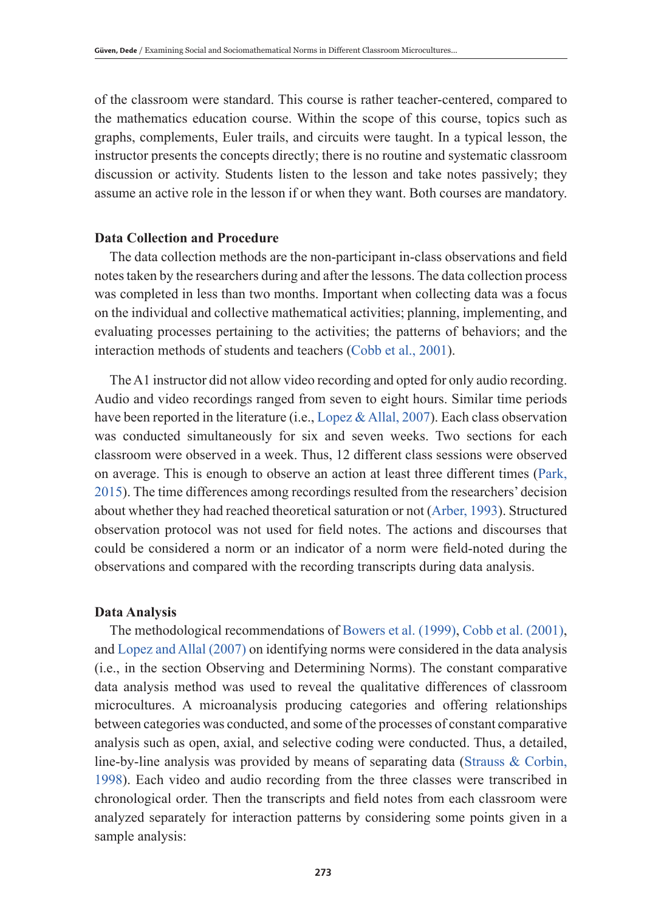of the classroom were standard. This course is rather teacher-centered, compared to the mathematics education course. Within the scope of this course, topics such as graphs, complements, Euler trails, and circuits were taught. In a typical lesson, the instructor presents the concepts directly; there is no routine and systematic classroom discussion or activity. Students listen to the lesson and take notes passively; they assume an active role in the lesson if or when they want. Both courses are mandatory.

### Data Collection and Procedure

The data collection methods are the non-participant in-class observations and field notes taken by the researchers during and after the lessons. The data collection process was completed in less than two months. Important when collecting data was a focus on the individual and collective mathematical activities; planning, implementing, and evaluating processes pertaining to the activities; the patterns of behaviors; and the interaction methods of students and teachers (Cobb et al., 2001).

The A1 instructor did not allow video recording and opted for only audio recording. Audio and video recordings ranged from seven to eight hours. Similar time periods have been reported in the literature (i.e., Lopez & Allal, 2007). Each class observation was conducted simultaneously for six and seven weeks. Two sections for each classroom were observed in a week. Thus, 12 different class sessions were observed on average. This is enough to observe an action at least three different times (Park, 2015). The time differences among recordings resulted from the researchers' decision about whether they had reached theoretical saturation or not (Arber, 1993). Structured observation protocol was not used for field notes. The actions and discourses that could be considered a norm or an indicator of a norm were field-noted during the observations and compared with the recording transcripts during data analysis.

### Data Analysis

The methodological recommendations of Bowers et al. (1999), Cobb et al. (2001), and Lopez and Allal (2007) on identifying norms were considered in the data analysis (i.e., in the section Observing and Determining Norms). The constant comparative data analysis method was used to reveal the qualitative differences of classroom microcultures. A microanalysis producing categories and offering relationships between categories was conducted, and some of the processes of constant comparative analysis such as open, axial, and selective coding were conducted. Thus, a detailed, line-by-line analysis was provided by means of separating data (Strauss & Corbin, 1998). Each video and audio recording from the three classes were transcribed in chronological order. Then the transcripts and field notes from each classroom were analyzed separately for interaction patterns by considering some points given in a sample analysis: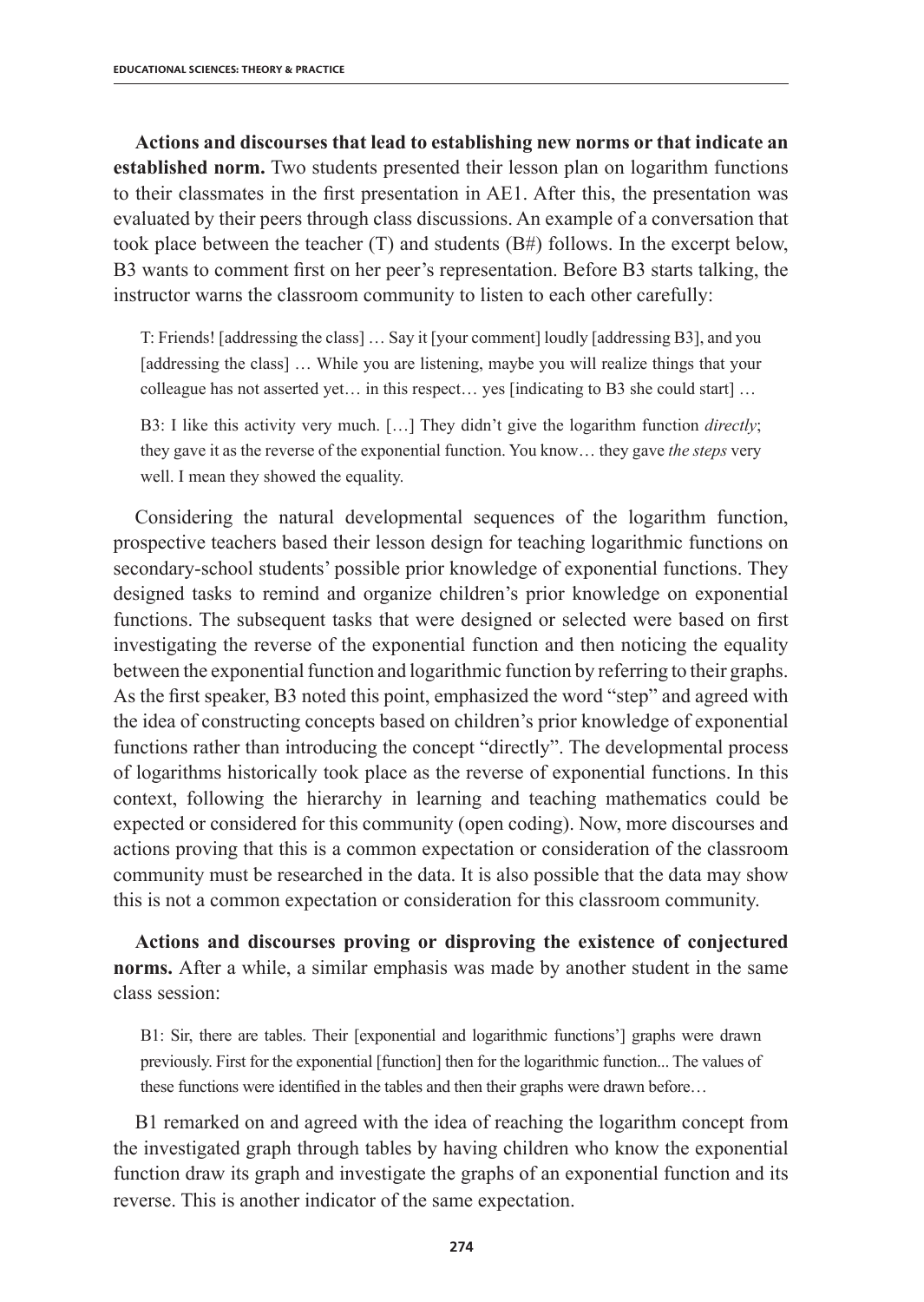**Actions and discourses that lead to establishing new norms or that indicate an established norm.** Two students presented their lesson plan on logarithm functions to their classmates in the first presentation in AE1. After this, the presentation was evaluated by their peers through class discussions. An example of a conversation that took place between the teacher (T) and students (B#) follows. In the excerpt below, B3 wants to comment first on her peer's representation. Before B3 starts talking, the instructor warns the classroom community to listen to each other carefully:

> T: Friends! [addressing the class] … Say it [your comment] loudly [addressing B3], and you [addressing the class] … While you are listening, maybe you will realize things that your colleague has not asserted yet… in this respect… yes [indicating to B3 she could start] …
>
> B3: I like this activity very much. […] They didn't give the logarithm function *directly*; they gave it as the reverse of the exponential function. You know… they gave *the steps* very well. I mean they showed the equality.

Considering the natural developmental sequences of the logarithm function, prospective teachers based their lesson design for teaching logarithmic functions on secondary-school students' possible prior knowledge of exponential functions. They designed tasks to remind and organize children's prior knowledge on exponential functions. The subsequent tasks that were designed or selected were based on first investigating the reverse of the exponential function and then noticing the equality between the exponential function and logarithmic function by referring to their graphs. As the first speaker, B3 noted this point, emphasized the word "step" and agreed with the idea of constructing concepts based on children's prior knowledge of exponential functions rather than introducing the concept "directly". The developmental process of logarithms historically took place as the reverse of exponential functions. In this context, following the hierarchy in learning and teaching mathematics could be expected or considered for this community (open coding). Now, more discourses and actions proving that this is a common expectation or consideration of the classroom community must be researched in the data. It is also possible that the data may show this is not a common expectation or consideration for this classroom community.

**Actions and discourses proving or disproving the existence of conjectured norms.** After a while, a similar emphasis was made by another student in the same class session:

> B1: Sir, there are tables. Their [exponential and logarithmic functions'] graphs were drawn previously. First for the exponential [function] then for the logarithmic function... The values of these functions were identified in the tables and then their graphs were drawn before…

B1 remarked on and agreed with the idea of reaching the logarithm concept from the investigated graph through tables by having children who know the exponential function draw its graph and investigate the graphs of an exponential function and its reverse. This is another indicator of the same expectation.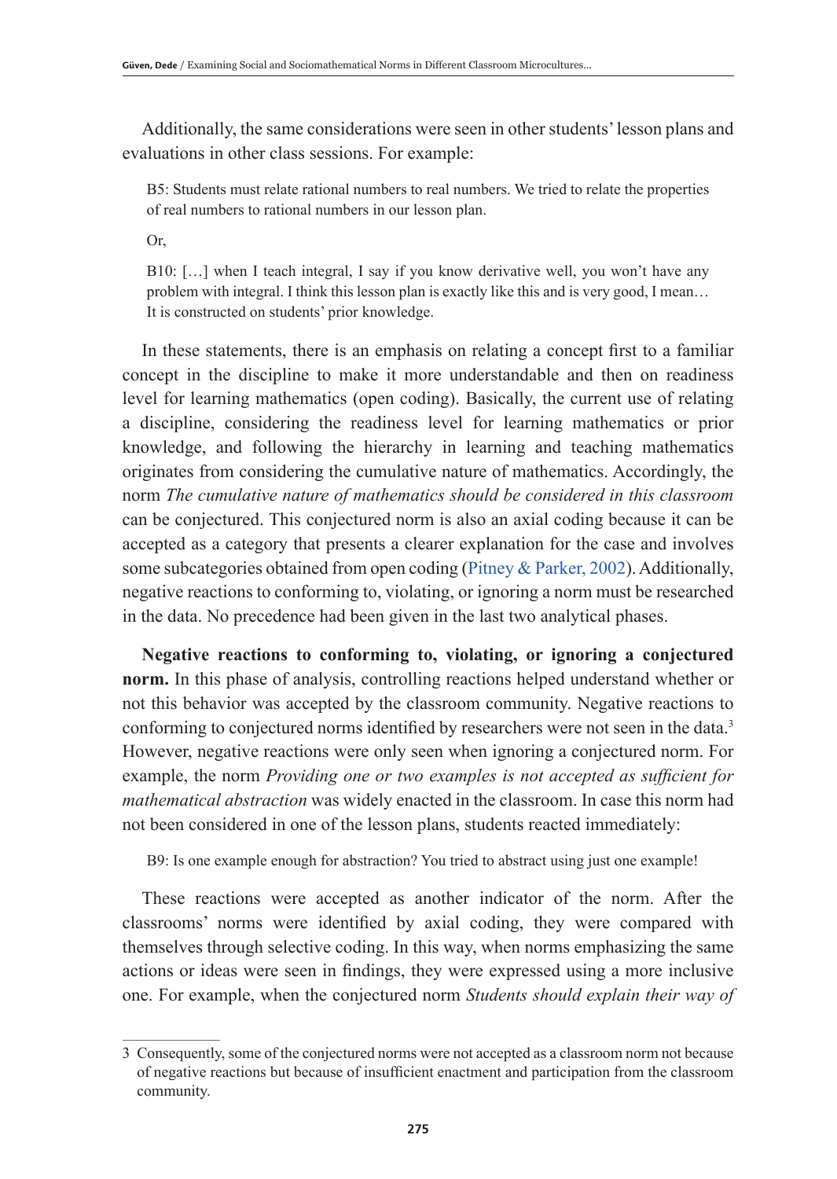Additionally, the same considerations were seen in other students' lesson plans and evaluations in other class sessions. For example:

> B5: Students must relate rational numbers to real numbers. We tried to relate the properties of real numbers to rational numbers in our lesson plan.
>
> Or,
>
> B10: […] when I teach integral, I say if you know derivative well, you won't have any problem with integral. I think this lesson plan is exactly like this and is very good, I mean… It is constructed on students' prior knowledge.

In these statements, there is an emphasis on relating a concept first to a familiar concept in the discipline to make it more understandable and then on readiness level for learning mathematics (open coding). Basically, the current use of relating a discipline, considering the readiness level for learning mathematics or prior knowledge, and following the hierarchy in learning and teaching mathematics originates from considering the cumulative nature of mathematics. Accordingly, the norm *The cumulative nature of mathematics should be considered in this classroom* can be conjectured. This conjectured norm is also an axial coding because it can be accepted as a category that presents a clearer explanation for the case and involves some subcategories obtained from open coding (Pitney & Parker, 2002). Additionally, negative reactions to conforming to, violating, or ignoring a norm must be researched in the data. No precedence had been given in the last two analytical phases.

**Negative reactions to conforming to, violating, or ignoring a conjectured norm.** In this phase of analysis, controlling reactions helped understand whether or not this behavior was accepted by the classroom community. Negative reactions to conforming to conjectured norms identified by researchers were not seen in the data.[3] However, negative reactions were only seen when ignoring a conjectured norm. For example, the norm *Providing one or two examples is not accepted as sufficient for mathematical abstraction* was widely enacted in the classroom. In case this norm had not been considered in one of the lesson plans, students reacted immediately:

> B9: Is one example enough for abstraction? You tried to abstract using just one example!

These reactions were accepted as another indicator of the norm. After the classrooms' norms were identified by axial coding, they were compared with themselves through selective coding. In this way, when norms emphasizing the same actions or ideas were seen in findings, they were expressed using a more inclusive one. For example, when the conjectured norm *Students should explain their way of*

---

3 Consequently, some of the conjectured norms were not accepted as a classroom norm not because of negative reactions but because of insufficient enactment and participation from the classroom community.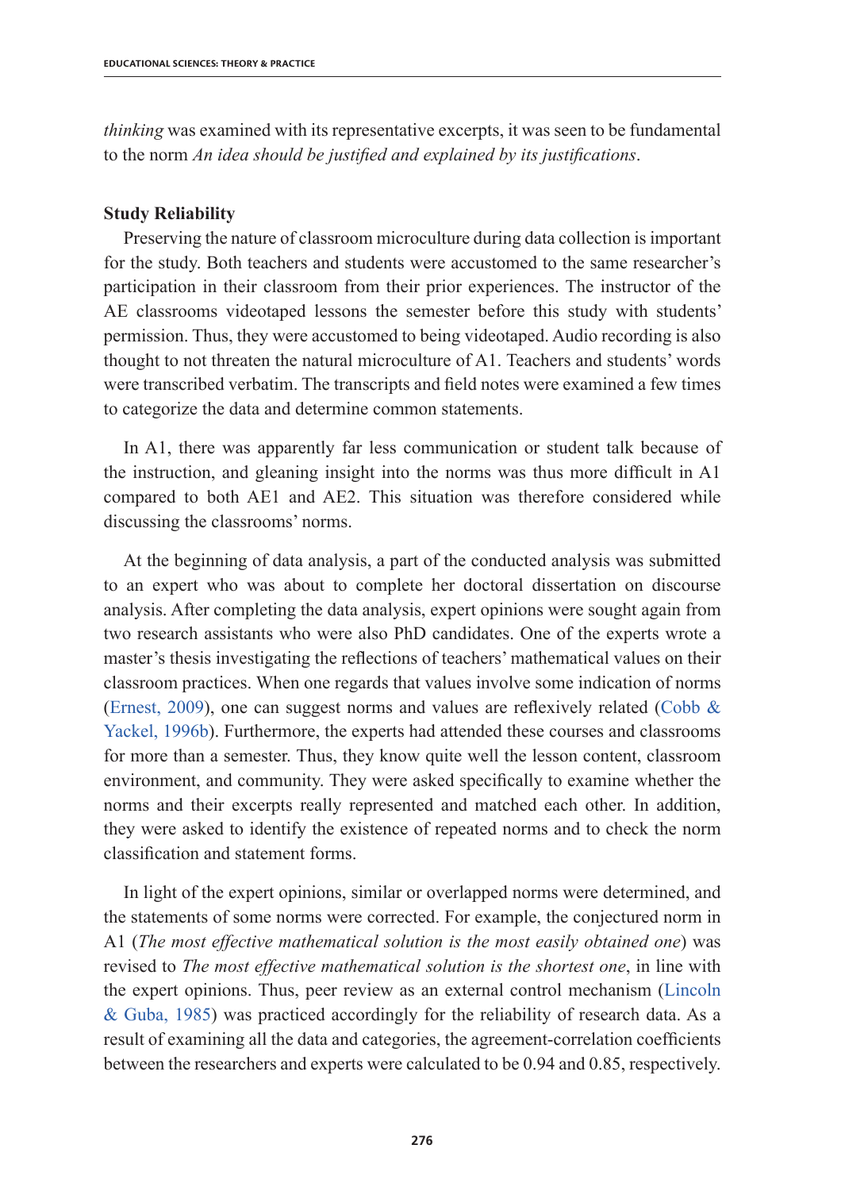*thinking* was examined with its representative excerpts, it was seen to be fundamental to the norm *An idea should be justified and explained by its justifications*.

### Study Reliability

Preserving the nature of classroom microculture during data collection is important for the study. Both teachers and students were accustomed to the same researcher's participation in their classroom from their prior experiences. The instructor of the AE classrooms videotaped lessons the semester before this study with students' permission. Thus, they were accustomed to being videotaped. Audio recording is also thought to not threaten the natural microculture of A1. Teachers and students' words were transcribed verbatim. The transcripts and field notes were examined a few times to categorize the data and determine common statements.

In A1, there was apparently far less communication or student talk because of the instruction, and gleaning insight into the norms was thus more difficult in A1 compared to both AE1 and AE2. This situation was therefore considered while discussing the classrooms' norms.

At the beginning of data analysis, a part of the conducted analysis was submitted to an expert who was about to complete her doctoral dissertation on discourse analysis. After completing the data analysis, expert opinions were sought again from two research assistants who were also PhD candidates. One of the experts wrote a master's thesis investigating the reflections of teachers' mathematical values on their classroom practices. When one regards that values involve some indication of norms (Ernest, 2009), one can suggest norms and values are reflexively related (Cobb & Yackel, 1996b). Furthermore, the experts had attended these courses and classrooms for more than a semester. Thus, they know quite well the lesson content, classroom environment, and community. They were asked specifically to examine whether the norms and their excerpts really represented and matched each other. In addition, they were asked to identify the existence of repeated norms and to check the norm classification and statement forms.

In light of the expert opinions, similar or overlapped norms were determined, and the statements of some norms were corrected. For example, the conjectured norm in A1 (*The most effective mathematical solution is the most easily obtained one*) was revised to *The most effective mathematical solution is the shortest one*, in line with the expert opinions. Thus, peer review as an external control mechanism (Lincoln & Guba, 1985) was practiced accordingly for the reliability of research data. As a result of examining all the data and categories, the agreement-correlation coefficients between the researchers and experts were calculated to be 0.94 and 0.85, respectively.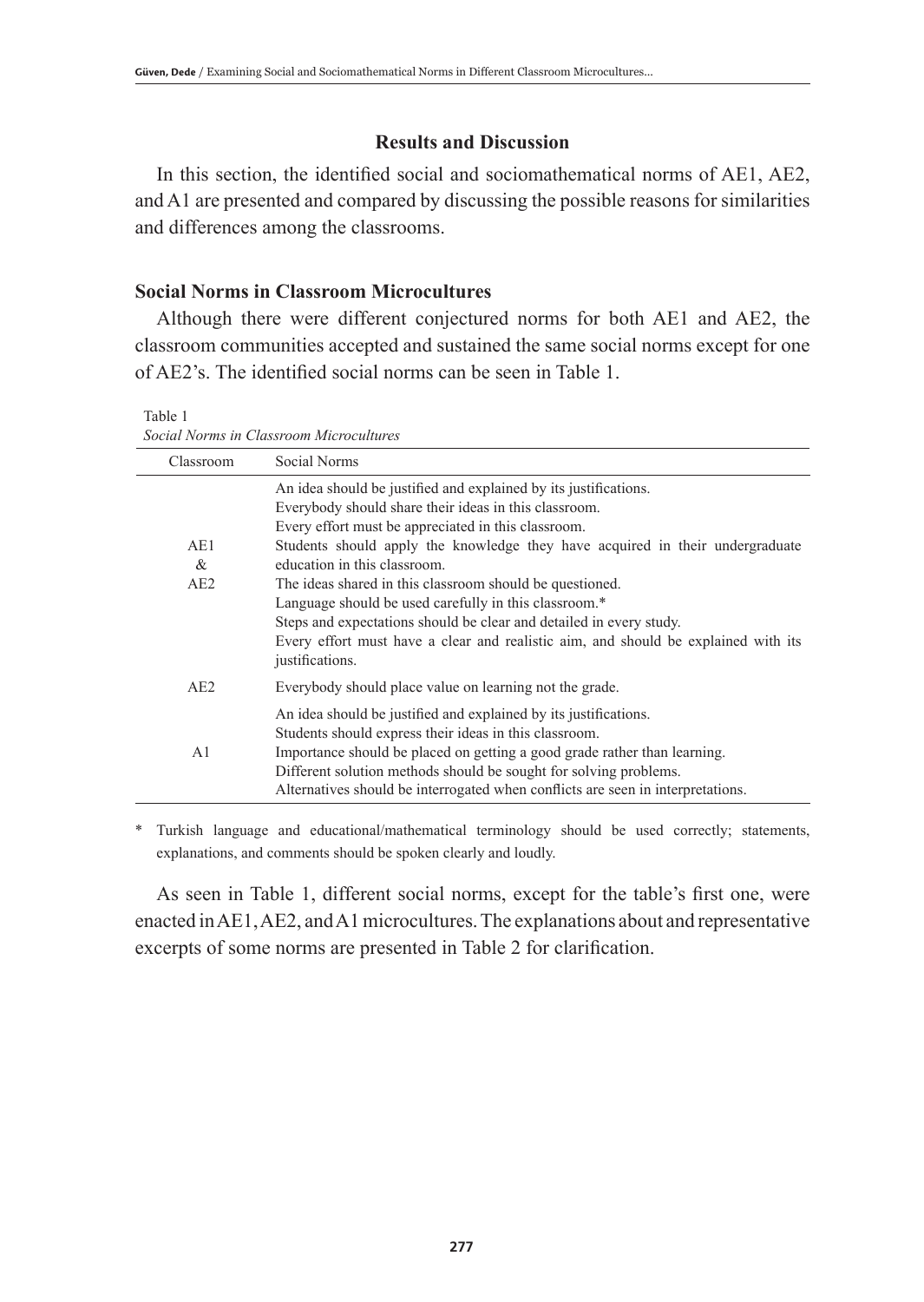## Results and Discussion

In this section, the identified social and sociomathematical norms of AE1, AE2, and A1 are presented and compared by discussing the possible reasons for similarities and differences among the classrooms.

### Social Norms in Classroom Microcultures

Although there were different conjectured norms for both AE1 and AE2, the classroom communities accepted and sustained the same social norms except for one of AE2's. The identified social norms can be seen in Table 1.

Table 1
*Social Norms in Classroom Microcultures*

| Classroom | Social Norms |
|---|---|
| AE1 & AE2 | An idea should be justified and explained by its justifications.<br>Everybody should share their ideas in this classroom.<br>Every effort must be appreciated in this classroom.<br>Students should apply the knowledge they have acquired in their undergraduate education in this classroom.<br>The ideas shared in this classroom should be questioned.<br>Language should be used carefully in this classroom.*<br>Steps and expectations should be clear and detailed in every study.<br>Every effort must have a clear and realistic aim, and should be explained with its justifications. |
| AE2 | Everybody should place value on learning not the grade. |
| A1 | An idea should be justified and explained by its justifications.<br>Students should express their ideas in this classroom.<br>Importance should be placed on getting a good grade rather than learning.<br>Different solution methods should be sought for solving problems.<br>Alternatives should be interrogated when conflicts are seen in interpretations. |

\* Turkish language and educational/mathematical terminology should be used correctly; statements, explanations, and comments should be spoken clearly and loudly.

As seen in Table 1, different social norms, except for the table's first one, were enacted in AE1, AE2, and A1 microcultures. The explanations about and representative excerpts of some norms are presented in Table 2 for clarification.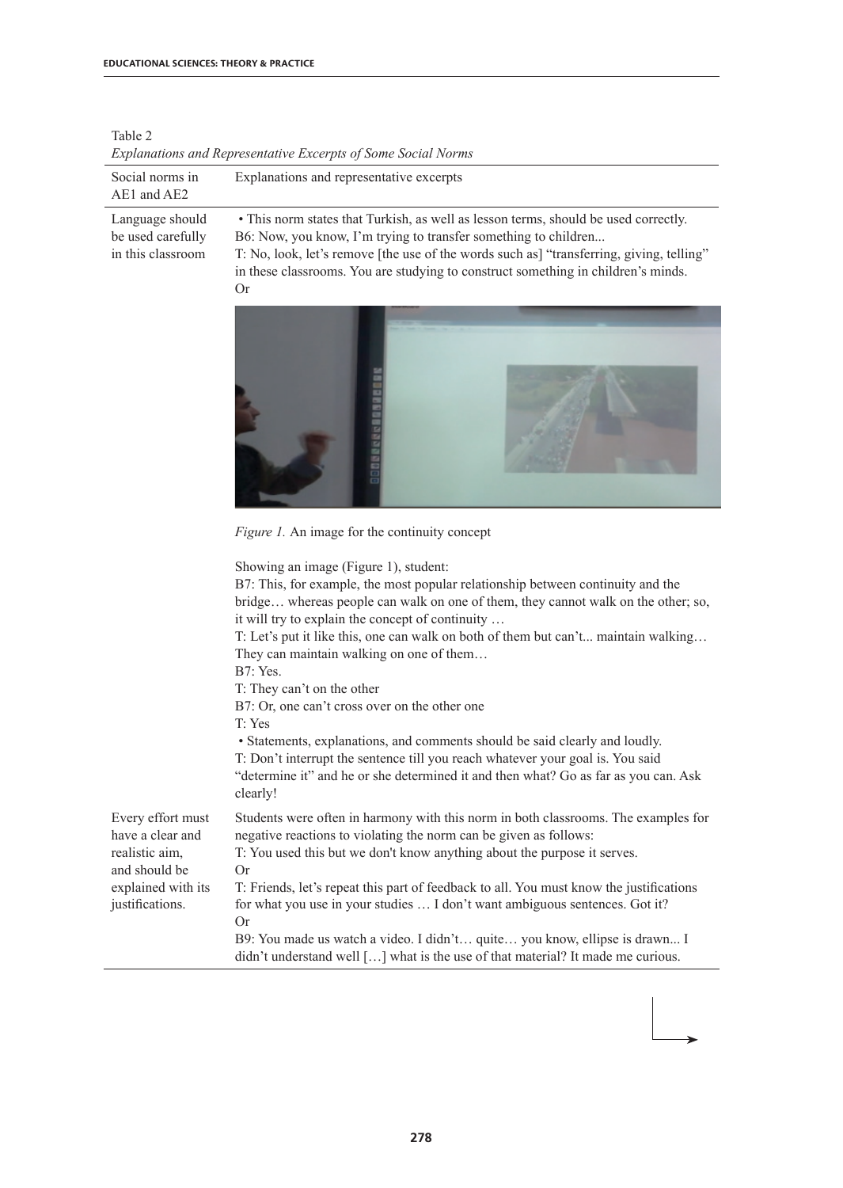Table 2
*Explanations and Representative Excerpts of Some Social Norms*

| Social norms in AE1 and AE2 | Explanations and representative excerpts |
|---|---|
| Language should be used carefully in this classroom | • This norm states that Turkish, as well as lesson terms, should be used correctly.<br>B6: Now, you know, I'm trying to transfer something to children...<br>T: No, look, let's remove [the use of the words such as] "transferring, giving, telling" in these classrooms. You are studying to construct something in children's minds.<br>Or<br>*Figure 1.* An image for the continuity concept<br>Showing an image (Figure 1), student:<br>B7: This, for example, the most popular relationship between continuity and the bridge… whereas people can walk on one of them, they cannot walk on the other; so, it will try to explain the concept of continuity …<br>T: Let's put it like this, one can walk on both of them but can't... maintain walking… They can maintain walking on one of them…<br>B7: Yes.<br>T: They can't on the other<br>B7: Or, one can't cross over on the other one<br>T: Yes<br>• Statements, explanations, and comments should be said clearly and loudly.<br>T: Don't interrupt the sentence till you reach whatever your goal is. You said "determine it" and he or she determined it and then what? Go as far as you can. Ask clearly! |
| Every effort must have a clear and realistic aim, and should be explained with its justifications. | Students were often in harmony with this norm in both classrooms. The examples for negative reactions to violating the norm can be given as follows:<br>T: You used this but we don't know anything about the purpose it serves.<br>Or<br>T: Friends, let's repeat this part of feedback to all. You must know the justifications for what you use in your studies … I don't want ambiguous sentences. Got it?<br>Or<br>B9: You made us watch a video. I didn't… quite… you know, ellipse is drawn... I didn't understand well […] what is the use of that material? It made me curious. |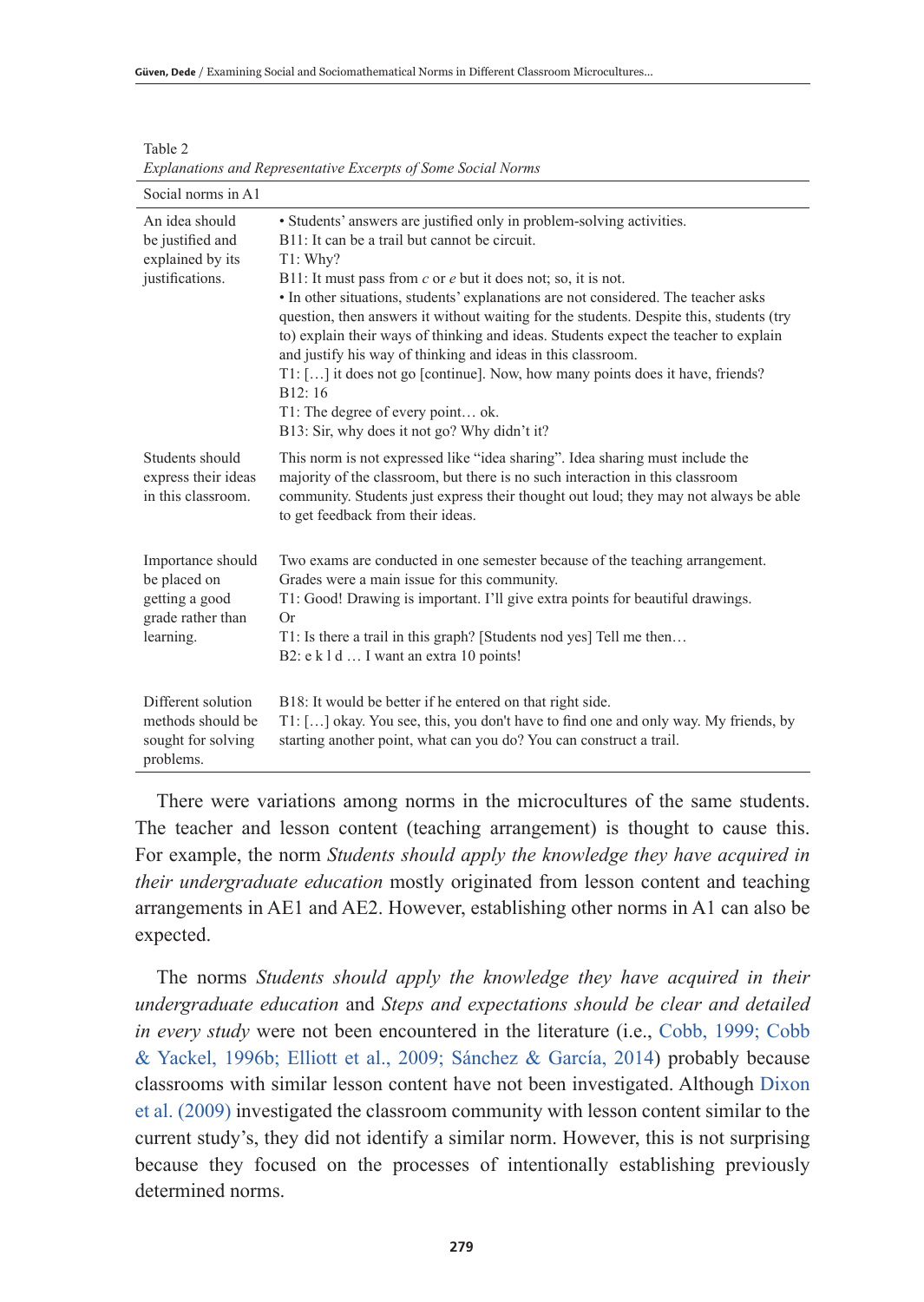Table 2
*Explanations and Representative Excerpts of Some Social Norms*

| Social norms in A1 | |
|---|---|
| An idea should be justified and explained by its justifications. | • Students' answers are justified only in problem-solving activities.<br>B11: It can be a trail but cannot be circuit.<br>T1: Why?<br>B11: It must pass from *c* or *e* but it does not; so, it is not.<br>• In other situations, students' explanations are not considered. The teacher asks question, then answers it without waiting for the students. Despite this, students (try to) explain their ways of thinking and ideas. Students expect the teacher to explain and justify his way of thinking and ideas in this classroom.<br>T1: […] it does not go [continue]. Now, how many points does it have, friends?<br>B12: 16<br>T1: The degree of every point… ok.<br>B13: Sir, why does it not go? Why didn't it? |
| Students should express their ideas in this classroom. | This norm is not expressed like "idea sharing". Idea sharing must include the majority of the classroom, but there is no such interaction in this classroom community. Students just express their thought out loud; they may not always be able to get feedback from their ideas. |
| Importance should be placed on getting a good grade rather than learning. | Two exams are conducted in one semester because of the teaching arrangement. Grades were a main issue for this community.<br>T1: Good! Drawing is important. I'll give extra points for beautiful drawings.<br>Or<br>T1: Is there a trail in this graph? [Students nod yes] Tell me then…<br>B2: e k l d … I want an extra 10 points! |
| Different solution methods should be sought for solving problems. | B18: It would be better if he entered on that right side.<br>T1: […] okay. You see, this, you don't have to find one and only way. My friends, by starting another point, what can you do? You can construct a trail. |

There were variations among norms in the microcultures of the same students. The teacher and lesson content (teaching arrangement) is thought to cause this. For example, the norm *Students should apply the knowledge they have acquired in their undergraduate education* mostly originated from lesson content and teaching arrangements in AE1 and AE2. However, establishing other norms in A1 can also be expected.

The norms *Students should apply the knowledge they have acquired in their undergraduate education* and *Steps and expectations should be clear and detailed in every study* were not been encountered in the literature (i.e., Cobb, 1999; Cobb & Yackel, 1996b; Elliott et al., 2009; Sánchez & García, 2014) probably because classrooms with similar lesson content have not been investigated. Although Dixon et al. (2009) investigated the classroom community with lesson content similar to the current study's, they did not identify a similar norm. However, this is not surprising because they focused on the processes of intentionally establishing previously determined norms.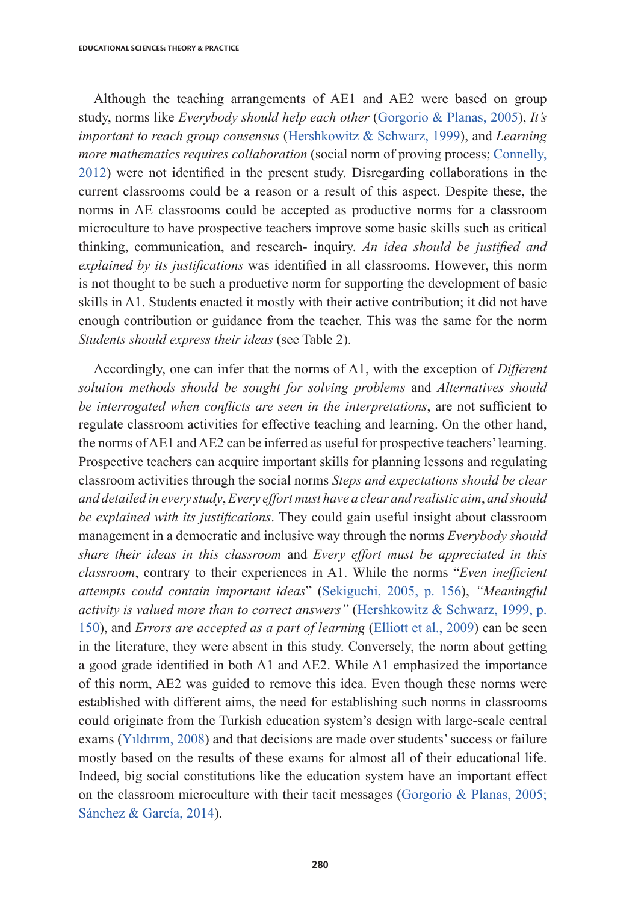Although the teaching arrangements of AE1 and AE2 were based on group study, norms like *Everybody should help each other* (Gorgorio & Planas, 2005), *It's important to reach group consensus* (Hershkowitz & Schwarz, 1999), and *Learning more mathematics requires collaboration* (social norm of proving process; Connelly, 2012) were not identified in the present study. Disregarding collaborations in the current classrooms could be a reason or a result of this aspect. Despite these, the norms in AE classrooms could be accepted as productive norms for a classroom microculture to have prospective teachers improve some basic skills such as critical thinking, communication, and research- inquiry. *An idea should be justified and explained by its justifications* was identified in all classrooms. However, this norm is not thought to be such a productive norm for supporting the development of basic skills in A1. Students enacted it mostly with their active contribution; it did not have enough contribution or guidance from the teacher. This was the same for the norm *Students should express their ideas* (see Table 2).

Accordingly, one can infer that the norms of A1, with the exception of *Different solution methods should be sought for solving problems* and *Alternatives should be interrogated when conflicts are seen in the interpretations*, are not sufficient to regulate classroom activities for effective teaching and learning. On the other hand, the norms of AE1 and AE2 can be inferred as useful for prospective teachers' learning. Prospective teachers can acquire important skills for planning lessons and regulating classroom activities through the social norms *Steps and expectations should be clear and detailed in every study*, *Every effort must have a clear and realistic aim*, *and should be explained with its justifications*. They could gain useful insight about classroom management in a democratic and inclusive way through the norms *Everybody should share their ideas in this classroom* and *Every effort must be appreciated in this classroom*, contrary to their experiences in A1. While the norms "*Even inefficient attempts could contain important ideas*" (Sekiguchi, 2005, p. 156), *"Meaningful activity is valued more than to correct answers"* (Hershkowitz & Schwarz, 1999, p. 150), and *Errors are accepted as a part of learning* (Elliott et al., 2009) can be seen in the literature, they were absent in this study. Conversely, the norm about getting a good grade identified in both A1 and AE2. While A1 emphasized the importance of this norm, AE2 was guided to remove this idea. Even though these norms were established with different aims, the need for establishing such norms in classrooms could originate from the Turkish education system's design with large-scale central exams (Yıldırım, 2008) and that decisions are made over students' success or failure mostly based on the results of these exams for almost all of their educational life. Indeed, big social constitutions like the education system have an important effect on the classroom microculture with their tacit messages (Gorgorio & Planas, 2005; Sánchez & García, 2014).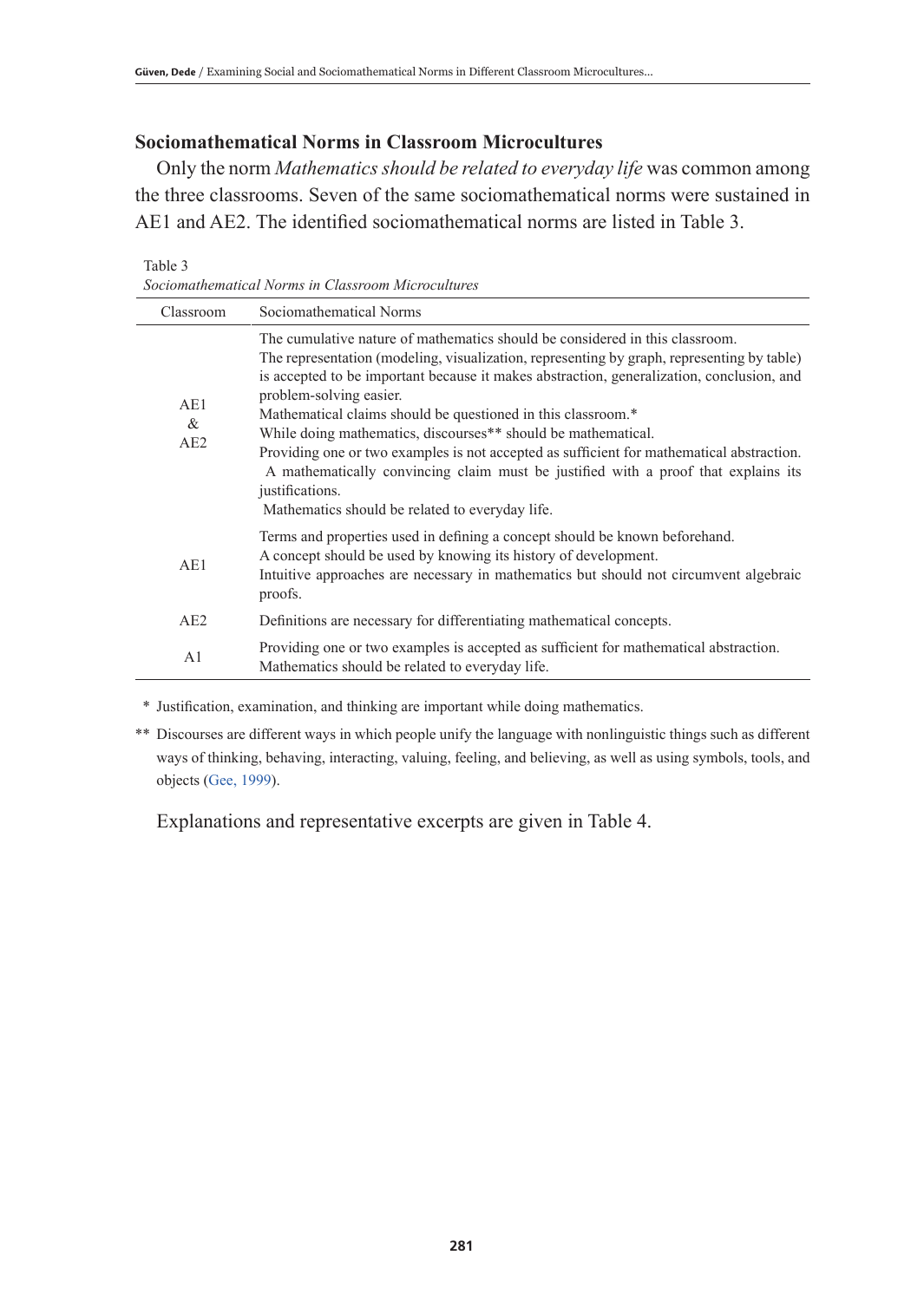## Sociomathematical Norms in Classroom Microcultures

Only the norm *Mathematics should be related to everyday life* was common among the three classrooms. Seven of the same sociomathematical norms were sustained in AE1 and AE2. The identified sociomathematical norms are listed in Table 3.

Table 3
*Sociomathematical Norms in Classroom Microcultures*

| Classroom | Sociomathematical Norms |
|---|---|
| AE1 & AE2 | The cumulative nature of mathematics should be considered in this classroom.<br>The representation (modeling, visualization, representing by graph, representing by table) is accepted to be important because it makes abstraction, generalization, conclusion, and problem-solving easier.<br>Mathematical claims should be questioned in this classroom.*<br>While doing mathematics, discourses** should be mathematical.<br>Providing one or two examples is not accepted as sufficient for mathematical abstraction.<br>A mathematically convincing claim must be justified with a proof that explains its justifications.<br>Mathematics should be related to everyday life. |
| AE1 | Terms and properties used in defining a concept should be known beforehand.<br>A concept should be used by knowing its history of development.<br>Intuitive approaches are necessary in mathematics but should not circumvent algebraic proofs. |
| AE2 | Definitions are necessary for differentiating mathematical concepts. |
| A1 | Providing one or two examples is accepted as sufficient for mathematical abstraction.<br>Mathematics should be related to everyday life. |

\* Justification, examination, and thinking are important while doing mathematics.

\*\* Discourses are different ways in which people unify the language with nonlinguistic things such as different ways of thinking, behaving, interacting, valuing, feeling, and believing, as well as using symbols, tools, and objects (Gee, 1999).

Explanations and representative excerpts are given in Table 4.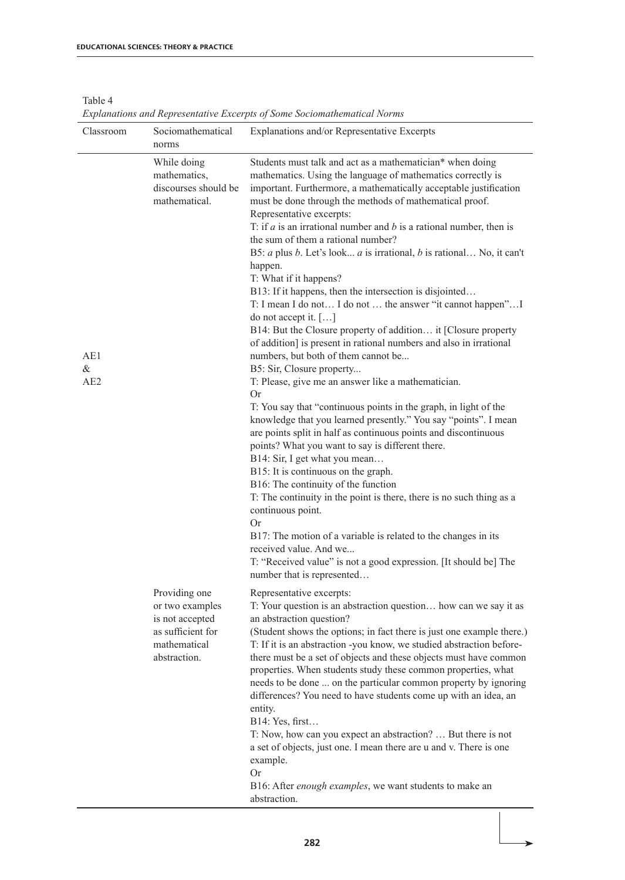Table 4

*Explanations and Representative Excerpts of Some Sociomathematical Norms*

| Classroom | Sociomathematical norms | Explanations and/or Representative Excerpts |
|---|---|---|
| AE1 & AE2 | While doing mathematics, discourses should be mathematical. | Students must talk and act as a mathematician* when doing mathematics. Using the language of mathematics correctly is important. Furthermore, a mathematically acceptable justification must be done through the methods of mathematical proof.<br>Representative excerpts:<br>T: if *a* is an irrational number and *b* is a rational number, then is the sum of them a rational number?<br>B5: *a* plus *b*. Let's look... *a* is irrational, *b* is rational… No, it can't happen.<br>T: What if it happens?<br>B13: If it happens, then the intersection is disjointed…<br>T: I mean I do not… I do not … the answer "it cannot happen"…I do not accept it. […]<br>B14: But the Closure property of addition… it [Closure property of addition] is present in rational numbers and also in irrational numbers, but both of them cannot be...<br>B5: Sir, Closure property...<br>T: Please, give me an answer like a mathematician.<br>Or<br>T: You say that "continuous points in the graph, in light of the knowledge that you learned presently." You say "points". I mean are points split in half as continuous points and discontinuous points? What you want to say is different there.<br>B14: Sir, I get what you mean…<br>B15: It is continuous on the graph.<br>B16: The continuity of the function<br>T: The continuity in the point is there, there is no such thing as a continuous point.<br>Or<br>B17: The motion of a variable is related to the changes in its received value. And we...<br>T: "Received value" is not a good expression. [It should be] The number that is represented… |
| | Providing one or two examples is not accepted as sufficient for mathematical abstraction. | Representative excerpts:<br>T: Your question is an abstraction question… how can we say it as an abstraction question?<br>(Student shows the options; in fact there is just one example there.)<br>T: If it is an abstraction -you know, we studied abstraction before- there must be a set of objects and these objects must have common properties. When students study these common properties, what needs to be done ... on the particular common property by ignoring differences? You need to have students come up with an idea, an entity.<br>B14: Yes, first…<br>T: Now, how can you expect an abstraction? … But there is not a set of objects, just one. I mean there are u and v. There is one example.<br>Or<br>B16: After *enough examples*, we want students to make an abstraction. |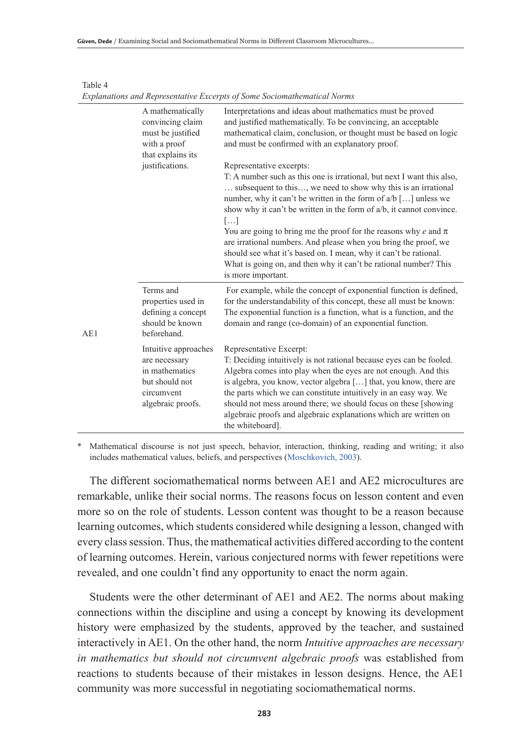Table 4
*Explanations and Representative Excerpts of Some Sociomathematical Norms*

| | | |
|---|---|---|
| AE1 | A mathematically convincing claim must be justified with a proof that explains its justifications. | Interpretations and ideas about mathematics must be proved and justified mathematically. To be convincing, an acceptable mathematical claim, conclusion, or thought must be based on logic and must be confirmed with an explanatory proof.<br><br>Representative excerpts:<br>T: A number such as this one is irrational, but next I want this also, … subsequent to this…, we need to show why this is an irrational number, why it can't be written in the form of a/b […] unless we show why it can't be written in the form of a/b, it cannot convince. […]<br>You are going to bring me the proof for the reasons why *e* and π are irrational numbers. And please when you bring the proof, we should see what it's based on. I mean, why it can't be rational. What is going on, and then why it can't be rational number? This is more important. |
| | Terms and properties used in defining a concept should be known beforehand. | For example, while the concept of exponential function is defined, for the understandability of this concept, these all must be known: The exponential function is a function, what is a function, and the domain and range (co-domain) of an exponential function. |
| | Intuitive approaches are necessary in mathematics but should not circumvent algebraic proofs. | Representative Excerpt:<br>T: Deciding intuitively is not rational because eyes can be fooled. Algebra comes into play when the eyes are not enough. And this is algebra, you know, vector algebra […] that, you know, there are the parts which we can constitute intuitively in an easy way. We should not mess around there; we should focus on these [showing algebraic proofs and algebraic explanations which are written on the whiteboard]. |

\* Mathematical discourse is not just speech, behavior, interaction, thinking, reading and writing; it also includes mathematical values, beliefs, and perspectives (Moschkovich, 2003).

The different sociomathematical norms between AE1 and AE2 microcultures are remarkable, unlike their social norms. The reasons focus on lesson content and even more so on the role of students. Lesson content was thought to be a reason because learning outcomes, which students considered while designing a lesson, changed with every class session. Thus, the mathematical activities differed according to the content of learning outcomes. Herein, various conjectured norms with fewer repetitions were revealed, and one couldn't find any opportunity to enact the norm again.

Students were the other determinant of AE1 and AE2. The norms about making connections within the discipline and using a concept by knowing its development history were emphasized by the students, approved by the teacher, and sustained interactively in AE1. On the other hand, the norm *Intuitive approaches are necessary in mathematics but should not circumvent algebraic proofs* was established from reactions to students because of their mistakes in lesson designs. Hence, the AE1 community was more successful in negotiating sociomathematical norms.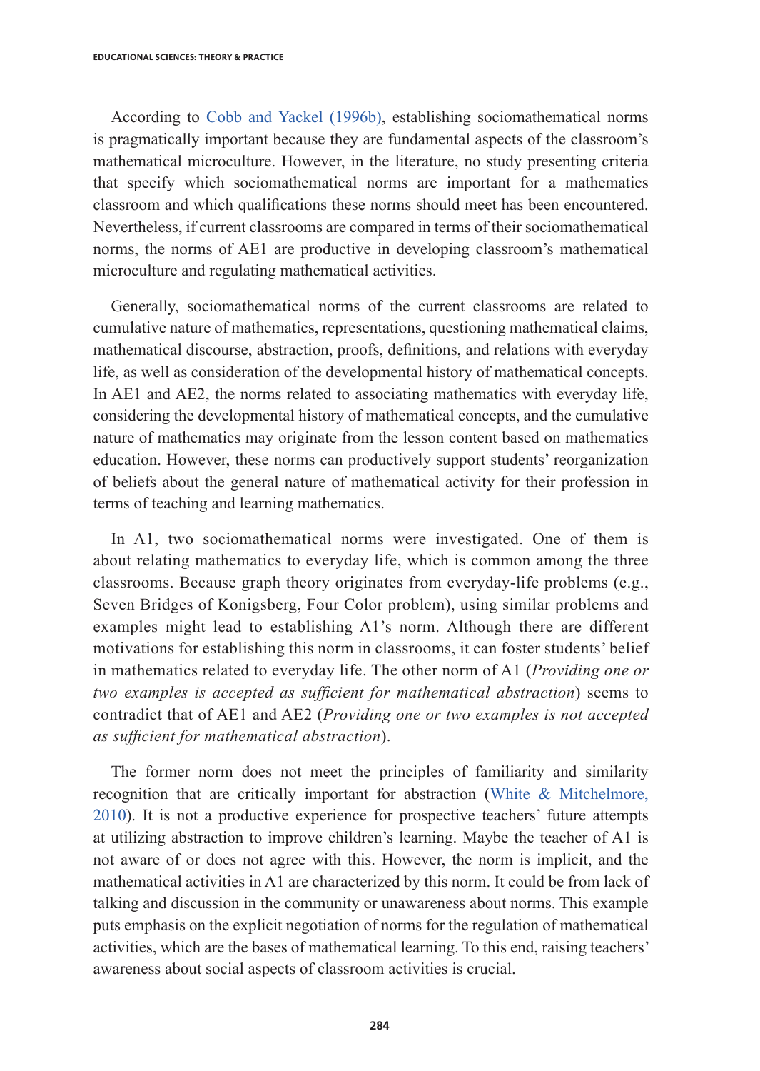According to Cobb and Yackel (1996b), establishing sociomathematical norms is pragmatically important because they are fundamental aspects of the classroom's mathematical microculture. However, in the literature, no study presenting criteria that specify which sociomathematical norms are important for a mathematics classroom and which qualifications these norms should meet has been encountered. Nevertheless, if current classrooms are compared in terms of their sociomathematical norms, the norms of AE1 are productive in developing classroom's mathematical microculture and regulating mathematical activities.

Generally, sociomathematical norms of the current classrooms are related to cumulative nature of mathematics, representations, questioning mathematical claims, mathematical discourse, abstraction, proofs, definitions, and relations with everyday life, as well as consideration of the developmental history of mathematical concepts. In AE1 and AE2, the norms related to associating mathematics with everyday life, considering the developmental history of mathematical concepts, and the cumulative nature of mathematics may originate from the lesson content based on mathematics education. However, these norms can productively support students' reorganization of beliefs about the general nature of mathematical activity for their profession in terms of teaching and learning mathematics.

In A1, two sociomathematical norms were investigated. One of them is about relating mathematics to everyday life, which is common among the three classrooms. Because graph theory originates from everyday-life problems (e.g., Seven Bridges of Konigsberg, Four Color problem), using similar problems and examples might lead to establishing A1's norm. Although there are different motivations for establishing this norm in classrooms, it can foster students' belief in mathematics related to everyday life. The other norm of A1 (*Providing one or two examples is accepted as sufficient for mathematical abstraction*) seems to contradict that of AE1 and AE2 (*Providing one or two examples is not accepted as sufficient for mathematical abstraction*).

The former norm does not meet the principles of familiarity and similarity recognition that are critically important for abstraction (White & Mitchelmore, 2010). It is not a productive experience for prospective teachers' future attempts at utilizing abstraction to improve children's learning. Maybe the teacher of A1 is not aware of or does not agree with this. However, the norm is implicit, and the mathematical activities in A1 are characterized by this norm. It could be from lack of talking and discussion in the community or unawareness about norms. This example puts emphasis on the explicit negotiation of norms for the regulation of mathematical activities, which are the bases of mathematical learning. To this end, raising teachers' awareness about social aspects of classroom activities is crucial.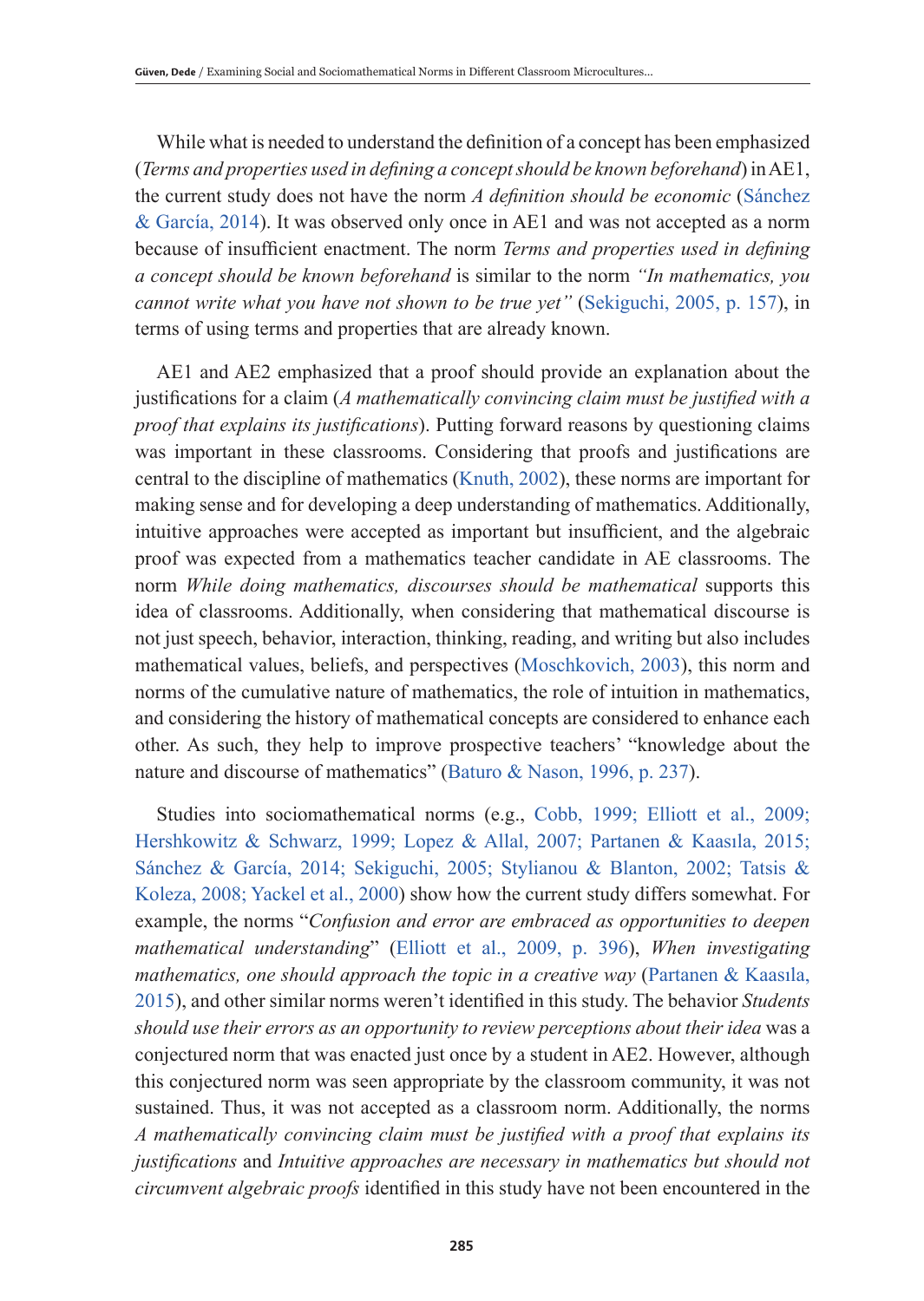While what is needed to understand the definition of a concept has been emphasized (*Terms and properties used in defining a concept should be known beforehand*) in AE1, the current study does not have the norm *A definition should be economic* (Sánchez & García, 2014). It was observed only once in AE1 and was not accepted as a norm because of insufficient enactment. The norm *Terms and properties used in defining a concept should be known beforehand* is similar to the norm *"In mathematics, you cannot write what you have not shown to be true yet"* (Sekiguchi, 2005, p. 157), in terms of using terms and properties that are already known.

AE1 and AE2 emphasized that a proof should provide an explanation about the justifications for a claim (*A mathematically convincing claim must be justified with a proof that explains its justifications*). Putting forward reasons by questioning claims was important in these classrooms. Considering that proofs and justifications are central to the discipline of mathematics (Knuth, 2002), these norms are important for making sense and for developing a deep understanding of mathematics. Additionally, intuitive approaches were accepted as important but insufficient, and the algebraic proof was expected from a mathematics teacher candidate in AE classrooms. The norm *While doing mathematics, discourses should be mathematical* supports this idea of classrooms. Additionally, when considering that mathematical discourse is not just speech, behavior, interaction, thinking, reading, and writing but also includes mathematical values, beliefs, and perspectives (Moschkovich, 2003), this norm and norms of the cumulative nature of mathematics, the role of intuition in mathematics, and considering the history of mathematical concepts are considered to enhance each other. As such, they help to improve prospective teachers' "knowledge about the nature and discourse of mathematics" (Baturo & Nason, 1996, p. 237).

Studies into sociomathematical norms (e.g., Cobb, 1999; Elliott et al., 2009; Hershkowitz & Schwarz, 1999; Lopez & Allal, 2007; Partanen & Kaasıla, 2015; Sánchez & García, 2014; Sekiguchi, 2005; Stylianou & Blanton, 2002; Tatsis & Koleza, 2008; Yackel et al., 2000) show how the current study differs somewhat. For example, the norms "*Confusion and error are embraced as opportunities to deepen mathematical understanding*" (Elliott et al., 2009, p. 396), *When investigating mathematics, one should approach the topic in a creative way* (Partanen & Kaasıla, 2015), and other similar norms weren't identified in this study. The behavior *Students should use their errors as an opportunity to review perceptions about their idea* was a conjectured norm that was enacted just once by a student in AE2. However, although this conjectured norm was seen appropriate by the classroom community, it was not sustained. Thus, it was not accepted as a classroom norm. Additionally, the norms *A mathematically convincing claim must be justified with a proof that explains its justifications* and *Intuitive approaches are necessary in mathematics but should not circumvent algebraic proofs* identified in this study have not been encountered in the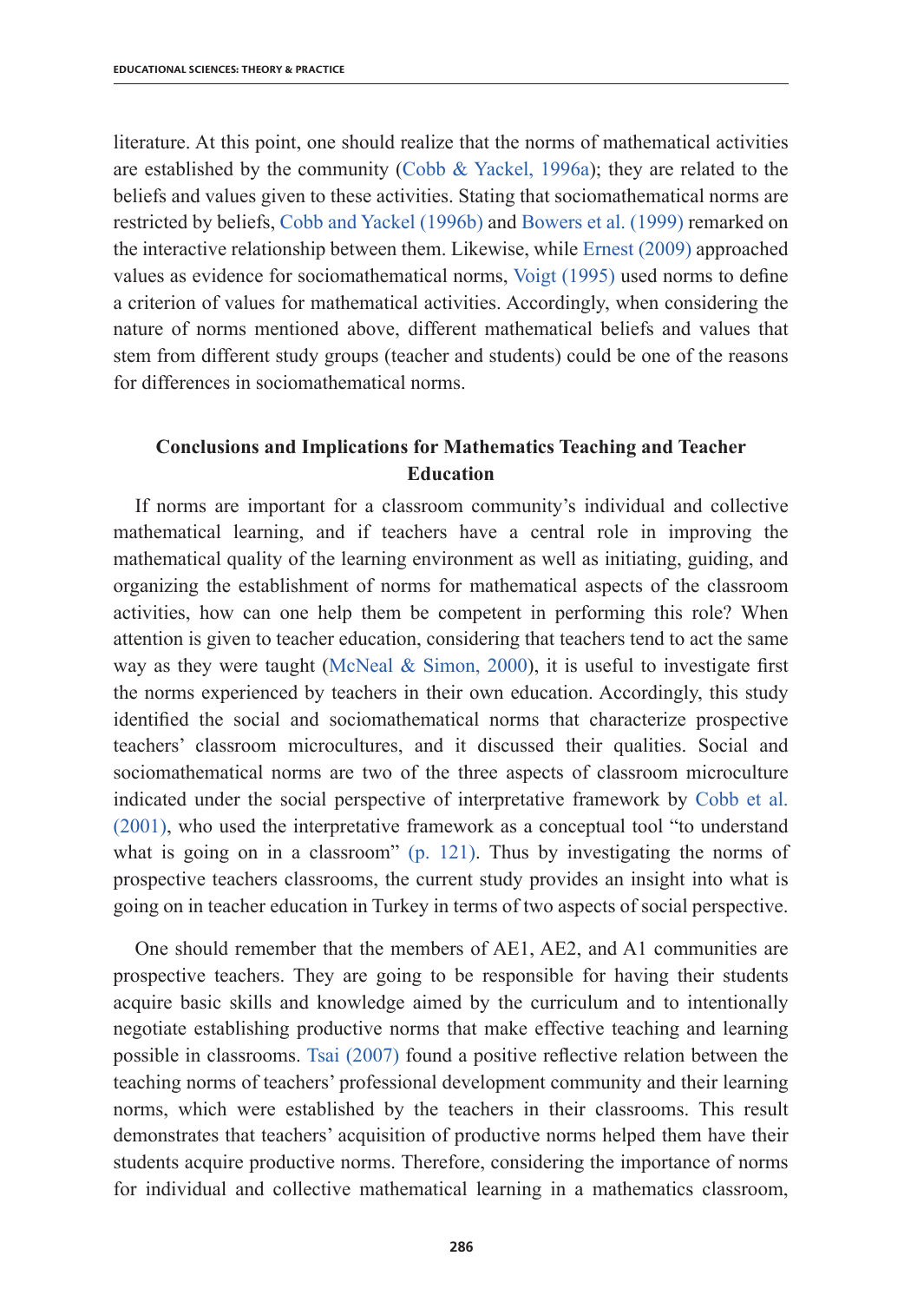literature. At this point, one should realize that the norms of mathematical activities are established by the community (Cobb & Yackel, 1996a); they are related to the beliefs and values given to these activities. Stating that sociomathematical norms are restricted by beliefs, Cobb and Yackel (1996b) and Bowers et al. (1999) remarked on the interactive relationship between them. Likewise, while Ernest (2009) approached values as evidence for sociomathematical norms, Voigt (1995) used norms to define a criterion of values for mathematical activities. Accordingly, when considering the nature of norms mentioned above, different mathematical beliefs and values that stem from different study groups (teacher and students) could be one of the reasons for differences in sociomathematical norms.

## Conclusions and Implications for Mathematics Teaching and Teacher Education

If norms are important for a classroom community's individual and collective mathematical learning, and if teachers have a central role in improving the mathematical quality of the learning environment as well as initiating, guiding, and organizing the establishment of norms for mathematical aspects of the classroom activities, how can one help them be competent in performing this role? When attention is given to teacher education, considering that teachers tend to act the same way as they were taught (McNeal & Simon, 2000), it is useful to investigate first the norms experienced by teachers in their own education. Accordingly, this study identified the social and sociomathematical norms that characterize prospective teachers' classroom microcultures, and it discussed their qualities. Social and sociomathematical norms are two of the three aspects of classroom microculture indicated under the social perspective of interpretative framework by Cobb et al. (2001), who used the interpretative framework as a conceptual tool "to understand what is going on in a classroom" (p. 121). Thus by investigating the norms of prospective teachers classrooms, the current study provides an insight into what is going on in teacher education in Turkey in terms of two aspects of social perspective.

One should remember that the members of AE1, AE2, and A1 communities are prospective teachers. They are going to be responsible for having their students acquire basic skills and knowledge aimed by the curriculum and to intentionally negotiate establishing productive norms that make effective teaching and learning possible in classrooms. Tsai (2007) found a positive reflective relation between the teaching norms of teachers' professional development community and their learning norms, which were established by the teachers in their classrooms. This result demonstrates that teachers' acquisition of productive norms helped them have their students acquire productive norms. Therefore, considering the importance of norms for individual and collective mathematical learning in a mathematics classroom,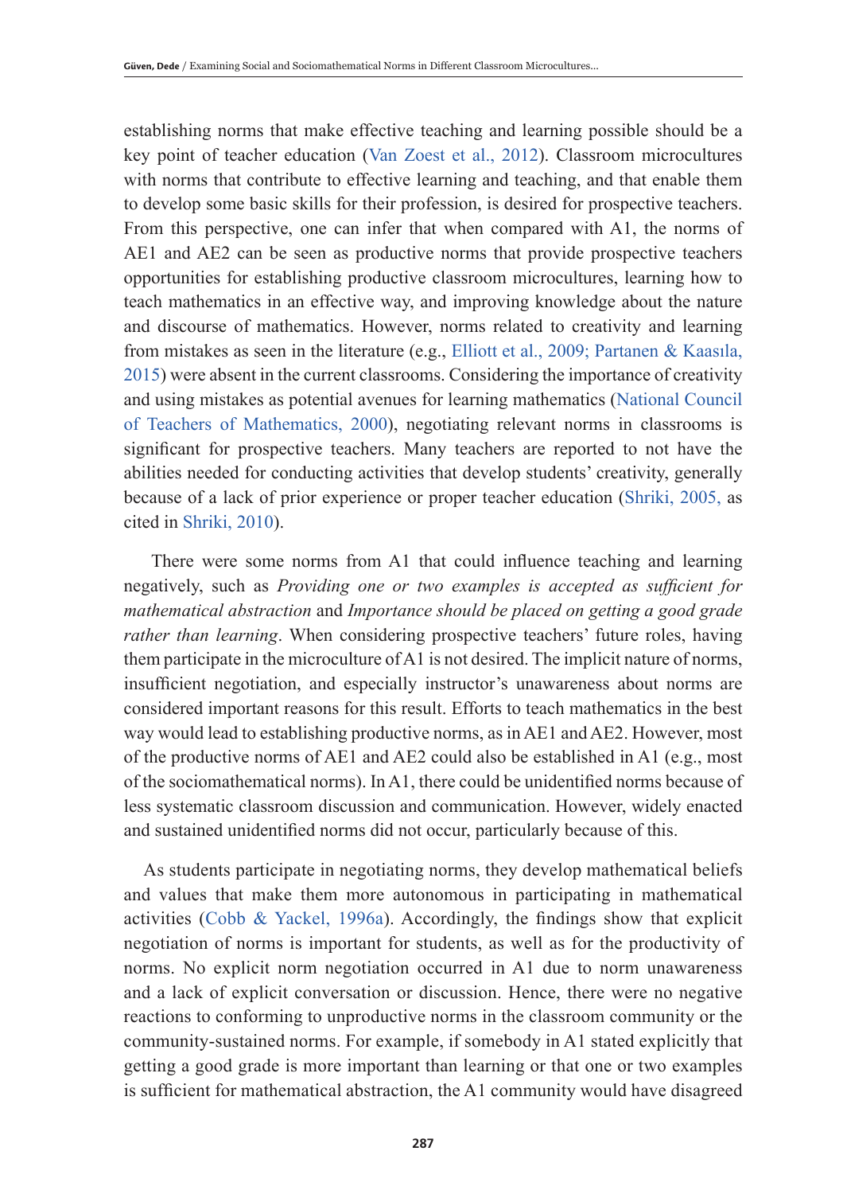establishing norms that make effective teaching and learning possible should be a key point of teacher education (Van Zoest et al., 2012). Classroom microcultures with norms that contribute to effective learning and teaching, and that enable them to develop some basic skills for their profession, is desired for prospective teachers. From this perspective, one can infer that when compared with A1, the norms of AE1 and AE2 can be seen as productive norms that provide prospective teachers opportunities for establishing productive classroom microcultures, learning how to teach mathematics in an effective way, and improving knowledge about the nature and discourse of mathematics. However, norms related to creativity and learning from mistakes as seen in the literature (e.g., Elliott et al., 2009; Partanen & Kaasıla, 2015) were absent in the current classrooms. Considering the importance of creativity and using mistakes as potential avenues for learning mathematics (National Council of Teachers of Mathematics, 2000), negotiating relevant norms in classrooms is significant for prospective teachers. Many teachers are reported to not have the abilities needed for conducting activities that develop students' creativity, generally because of a lack of prior experience or proper teacher education (Shriki, 2005, as cited in Shriki, 2010).

There were some norms from A1 that could influence teaching and learning negatively, such as *Providing one or two examples is accepted as sufficient for mathematical abstraction* and *Importance should be placed on getting a good grade rather than learning*. When considering prospective teachers' future roles, having them participate in the microculture of A1 is not desired. The implicit nature of norms, insufficient negotiation, and especially instructor's unawareness about norms are considered important reasons for this result. Efforts to teach mathematics in the best way would lead to establishing productive norms, as in AE1 and AE2. However, most of the productive norms of AE1 and AE2 could also be established in A1 (e.g., most of the sociomathematical norms). In A1, there could be unidentified norms because of less systematic classroom discussion and communication. However, widely enacted and sustained unidentified norms did not occur, particularly because of this.

As students participate in negotiating norms, they develop mathematical beliefs and values that make them more autonomous in participating in mathematical activities (Cobb & Yackel, 1996a). Accordingly, the findings show that explicit negotiation of norms is important for students, as well as for the productivity of norms. No explicit norm negotiation occurred in A1 due to norm unawareness and a lack of explicit conversation or discussion. Hence, there were no negative reactions to conforming to unproductive norms in the classroom community or the community-sustained norms. For example, if somebody in A1 stated explicitly that getting a good grade is more important than learning or that one or two examples is sufficient for mathematical abstraction, the A1 community would have disagreed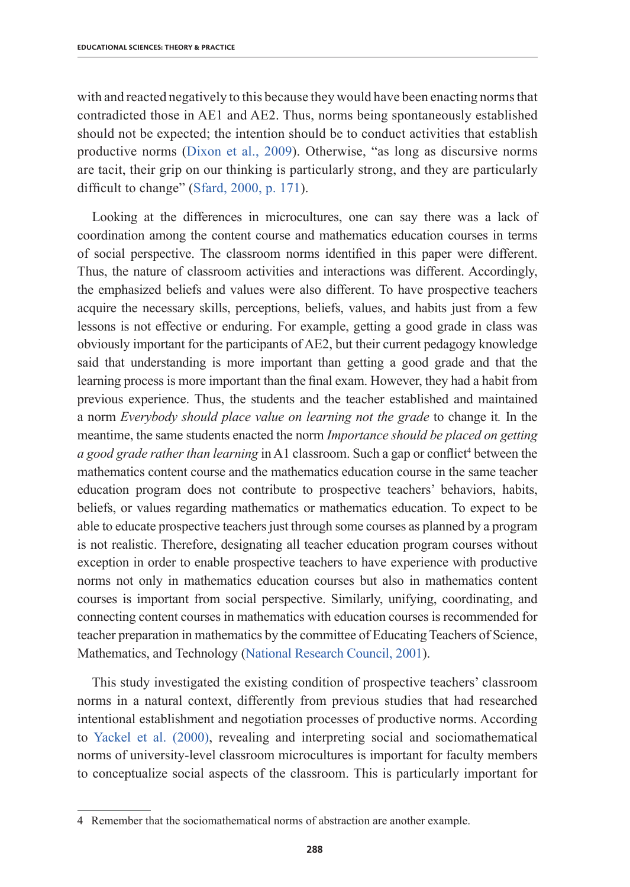with and reacted negatively to this because they would have been enacting norms that contradicted those in AE1 and AE2. Thus, norms being spontaneously established should not be expected; the intention should be to conduct activities that establish productive norms (Dixon et al., 2009). Otherwise, "as long as discursive norms are tacit, their grip on our thinking is particularly strong, and they are particularly difficult to change" (Sfard, 2000, p. 171).

Looking at the differences in microcultures, one can say there was a lack of coordination among the content course and mathematics education courses in terms of social perspective. The classroom norms identified in this paper were different. Thus, the nature of classroom activities and interactions was different. Accordingly, the emphasized beliefs and values were also different. To have prospective teachers acquire the necessary skills, perceptions, beliefs, values, and habits just from a few lessons is not effective or enduring. For example, getting a good grade in class was obviously important for the participants of AE2, but their current pedagogy knowledge said that understanding is more important than getting a good grade and that the learning process is more important than the final exam. However, they had a habit from previous experience. Thus, the students and the teacher established and maintained a norm *Everybody should place value on learning not the grade* to change it*.* In the meantime, the same students enacted the norm *Importance should be placed on getting a good grade rather than learning* in A1 classroom. Such a gap or conflict[4] between the mathematics content course and the mathematics education course in the same teacher education program does not contribute to prospective teachers' behaviors, habits, beliefs, or values regarding mathematics or mathematics education. To expect to be able to educate prospective teachers just through some courses as planned by a program is not realistic. Therefore, designating all teacher education program courses without exception in order to enable prospective teachers to have experience with productive norms not only in mathematics education courses but also in mathematics content courses is important from social perspective. Similarly, unifying, coordinating, and connecting content courses in mathematics with education courses is recommended for teacher preparation in mathematics by the committee of Educating Teachers of Science, Mathematics, and Technology (National Research Council, 2001).

This study investigated the existing condition of prospective teachers' classroom norms in a natural context, differently from previous studies that had researched intentional establishment and negotiation processes of productive norms. According to Yackel et al. (2000), revealing and interpreting social and sociomathematical norms of university-level classroom microcultures is important for faculty members to conceptualize social aspects of the classroom. This is particularly important for

---

4 Remember that the sociomathematical norms of abstraction are another example.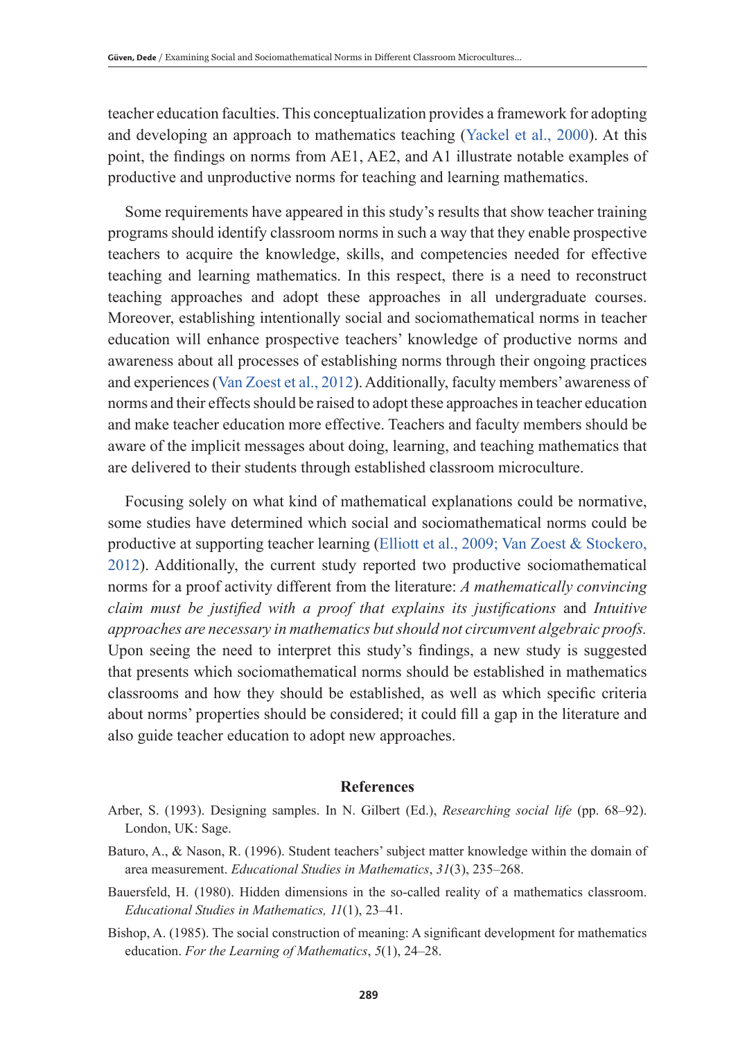teacher education faculties. This conceptualization provides a framework for adopting and developing an approach to mathematics teaching (Yackel et al., 2000). At this point, the findings on norms from AE1, AE2, and A1 illustrate notable examples of productive and unproductive norms for teaching and learning mathematics.

Some requirements have appeared in this study's results that show teacher training programs should identify classroom norms in such a way that they enable prospective teachers to acquire the knowledge, skills, and competencies needed for effective teaching and learning mathematics. In this respect, there is a need to reconstruct teaching approaches and adopt these approaches in all undergraduate courses. Moreover, establishing intentionally social and sociomathematical norms in teacher education will enhance prospective teachers' knowledge of productive norms and awareness about all processes of establishing norms through their ongoing practices and experiences (Van Zoest et al., 2012). Additionally, faculty members' awareness of norms and their effects should be raised to adopt these approaches in teacher education and make teacher education more effective. Teachers and faculty members should be aware of the implicit messages about doing, learning, and teaching mathematics that are delivered to their students through established classroom microculture.

Focusing solely on what kind of mathematical explanations could be normative, some studies have determined which social and sociomathematical norms could be productive at supporting teacher learning (Elliott et al., 2009; Van Zoest & Stockero, 2012). Additionally, the current study reported two productive sociomathematical norms for a proof activity different from the literature: *A mathematically convincing claim must be justified with a proof that explains its justifications* and *Intuitive approaches are necessary in mathematics but should not circumvent algebraic proofs.* Upon seeing the need to interpret this study's findings, a new study is suggested that presents which sociomathematical norms should be established in mathematics classrooms and how they should be established, as well as which specific criteria about norms' properties should be considered; it could fill a gap in the literature and also guide teacher education to adopt new approaches.

## References

Arber, S. (1993). Designing samples. In N. Gilbert (Ed.), *Researching social life* (pp. 68–92). London, UK: Sage.

Baturo, A., & Nason, R. (1996). Student teachers' subject matter knowledge within the domain of area measurement. *Educational Studies in Mathematics*, *31*(3), 235–268.

Bauersfeld, H. (1980). Hidden dimensions in the so-called reality of a mathematics classroom. *Educational Studies in Mathematics, 11*(1), 23–41.

Bishop, A. (1985). The social construction of meaning: A significant development for mathematics education. *For the Learning of Mathematics*, *5*(1), 24–28.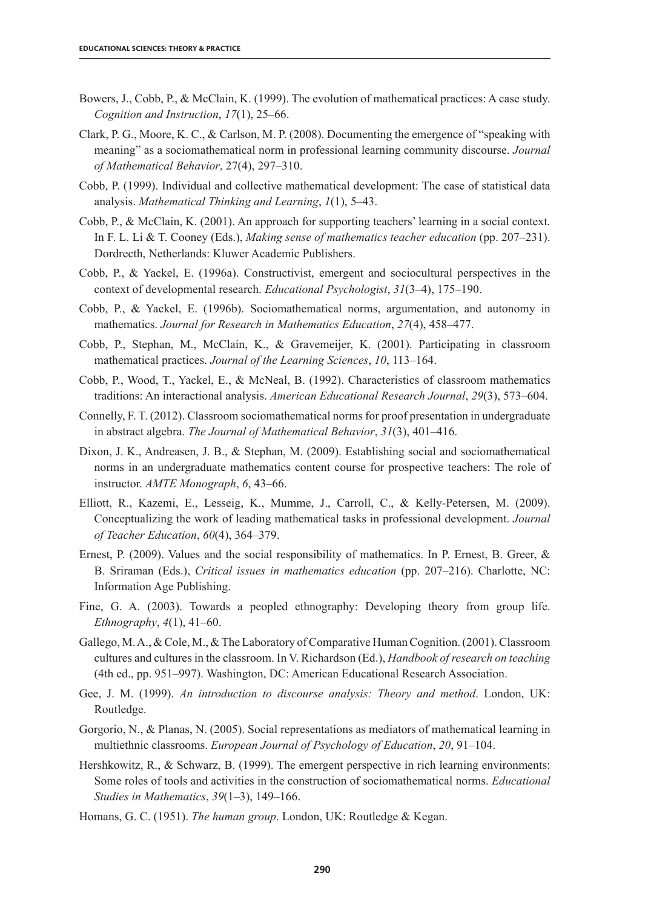Bowers, J., Cobb, P., & McClain, K. (1999). The evolution of mathematical practices: A case study. *Cognition and Instruction*, *17*(1), 25–66.

Clark, P. G., Moore, K. C., & Carlson, M. P. (2008). Documenting the emergence of "speaking with meaning" as a sociomathematical norm in professional learning community discourse. *Journal of Mathematical Behavior*, 27(4), 297–310.

Cobb, P. (1999). Individual and collective mathematical development: The case of statistical data analysis. *Mathematical Thinking and Learning*, *1*(1), 5–43.

Cobb, P., & McClain, K. (2001). An approach for supporting teachers' learning in a social context. In F. L. Li & T. Cooney (Eds.), *Making sense of mathematics teacher education* (pp. 207–231). Dordrecth, Netherlands: Kluwer Academic Publishers.

Cobb, P., & Yackel, E. (1996a). Constructivist, emergent and sociocultural perspectives in the context of developmental research. *Educational Psychologist*, *31*(3–4), 175–190.

Cobb, P., & Yackel, E. (1996b). Sociomathematical norms, argumentation, and autonomy in mathematics. *Journal for Research in Mathematics Education*, *27*(4), 458–477.

Cobb, P., Stephan, M., McClain, K., & Gravemeijer, K. (2001). Participating in classroom mathematical practices. *Journal of the Learning Sciences*, *10*, 113–164.

Cobb, P., Wood, T., Yackel, E., & McNeal, B. (1992). Characteristics of classroom mathematics traditions: An interactional analysis. *American Educational Research Journal*, *29*(3), 573–604.

Connelly, F. T. (2012). Classroom sociomathematical norms for proof presentation in undergraduate in abstract algebra. *The Journal of Mathematical Behavior*, *31*(3), 401–416.

Dixon, J. K., Andreasen, J. B., & Stephan, M. (2009). Establishing social and sociomathematical norms in an undergraduate mathematics content course for prospective teachers: The role of instructor. *AMTE Monograph*, *6*, 43–66.

Elliott, R., Kazemi, E., Lesseig, K., Mumme, J., Carroll, C., & Kelly-Petersen, M. (2009). Conceptualizing the work of leading mathematical tasks in professional development. *Journal of Teacher Education*, *60*(4), 364–379.

Ernest, P. (2009). Values and the social responsibility of mathematics. In P. Ernest, B. Greer, & B. Sriraman (Eds.), *Critical issues in mathematics education* (pp. 207–216). Charlotte, NC: Information Age Publishing.

Fine, G. A. (2003). Towards a peopled ethnography: Developing theory from group life. *Ethnography*, *4*(1), 41–60.

Gallego, M. A., & Cole, M., & The Laboratory of Comparative Human Cognition. (2001). Classroom cultures and cultures in the classroom. In V. Richardson (Ed.), *Handbook of research on teaching* (4th ed., pp. 951–997). Washington, DC: American Educational Research Association.

Gee, J. M. (1999). *An introduction to discourse analysis: Theory and method*. London, UK: Routledge.

Gorgorio, N., & Planas, N. (2005). Social representations as mediators of mathematical learning in multiethnic classrooms. *European Journal of Psychology of Education*, *20*, 91–104.

Hershkowitz, R., & Schwarz, B. (1999). The emergent perspective in rich learning environments: Some roles of tools and activities in the construction of sociomathematical norms. *Educational Studies in Mathematics*, *39*(1–3), 149–166.

Homans, G. C. (1951). *The human group*. London, UK: Routledge & Kegan.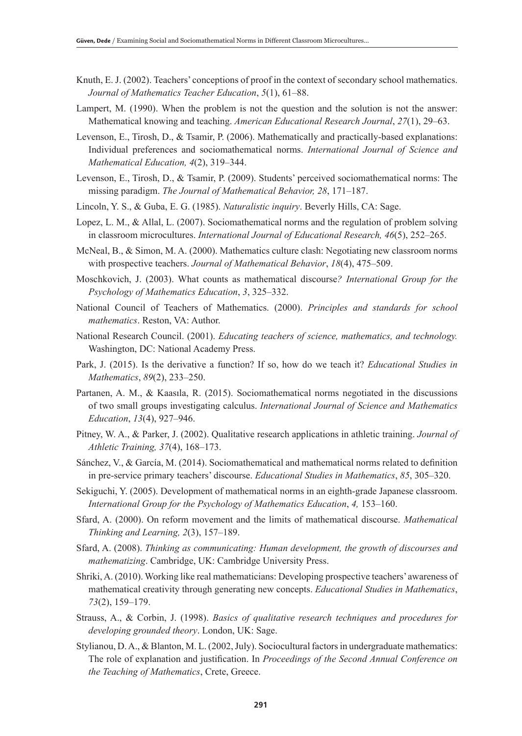Knuth, E. J. (2002). Teachers' conceptions of proof in the context of secondary school mathematics. *Journal of Mathematics Teacher Education*, *5*(1), 61–88.

Lampert, M. (1990). When the problem is not the question and the solution is not the answer: Mathematical knowing and teaching. *American Educational Research Journal*, *27*(1), 29–63.

Levenson, E., Tirosh, D., & Tsamir, P. (2006). Mathematically and practically-based explanations: Individual preferences and sociomathematical norms. *International Journal of Science and Mathematical Education, 4*(2), 319–344.

Levenson, E., Tirosh, D., & Tsamir, P. (2009). Students' perceived sociomathematical norms: The missing paradigm. *The Journal of Mathematical Behavior, 28*, 171–187.

Lincoln, Y. S., & Guba, E. G. (1985). *Naturalistic inquiry*. Beverly Hills, CA: Sage.

Lopez, L. M., & Allal, L. (2007). Sociomathematical norms and the regulation of problem solving in classroom microcultures. *International Journal of Educational Research, 46*(5), 252–265.

McNeal, B., & Simon, M. A. (2000). Mathematics culture clash: Negotiating new classroom norms with prospective teachers. *Journal of Mathematical Behavior*, *18*(4), 475–509.

Moschkovich, J. (2003). What counts as mathematical discourse*? International Group for the Psychology of Mathematics Education*, *3*, 325–332.

National Council of Teachers of Mathematics. (2000). *Principles and standards for school mathematics*. Reston, VA: Author.

National Research Council. (2001). *Educating teachers of science, mathematics, and technology.* Washington, DC: National Academy Press.

Park, J. (2015). Is the derivative a function? If so, how do we teach it? *Educational Studies in Mathematics*, *89*(2), 233–250.

Partanen, A. M., & Kaasıla, R. (2015). Sociomathematical norms negotiated in the discussions of two small groups investigating calculus. *International Journal of Science and Mathematics Education*, *13*(4), 927–946.

Pitney, W. A., & Parker, J. (2002). Qualitative research applications in athletic training. *Journal of Athletic Training, 37*(4), 168–173.

Sánchez, V., & García, M. (2014). Sociomathematical and mathematical norms related to definition in pre-service primary teachers' discourse. *Educational Studies in Mathematics*, *85*, 305–320.

Sekiguchi, Y. (2005). Development of mathematical norms in an eighth-grade Japanese classroom. *International Group for the Psychology of Mathematics Education*, *4,* 153–160.

Sfard, A. (2000). On reform movement and the limits of mathematical discourse. *Mathematical Thinking and Learning, 2*(3), 157–189.

Sfard, A. (2008). *Thinking as communicating: Human development, the growth of discourses and mathematizing*. Cambridge, UK: Cambridge University Press.

Shriki, A. (2010). Working like real mathematicians: Developing prospective teachers' awareness of mathematical creativity through generating new concepts. *Educational Studies in Mathematics*, *73*(2), 159–179.

Strauss, A., & Corbin, J. (1998). *Basics of qualitative research techniques and procedures for developing grounded theory*. London, UK: Sage.

Stylianou, D. A., & Blanton, M. L. (2002, July). Sociocultural factors in undergraduate mathematics: The role of explanation and justification. In *Proceedings of the Second Annual Conference on the Teaching of Mathematics*, Crete, Greece.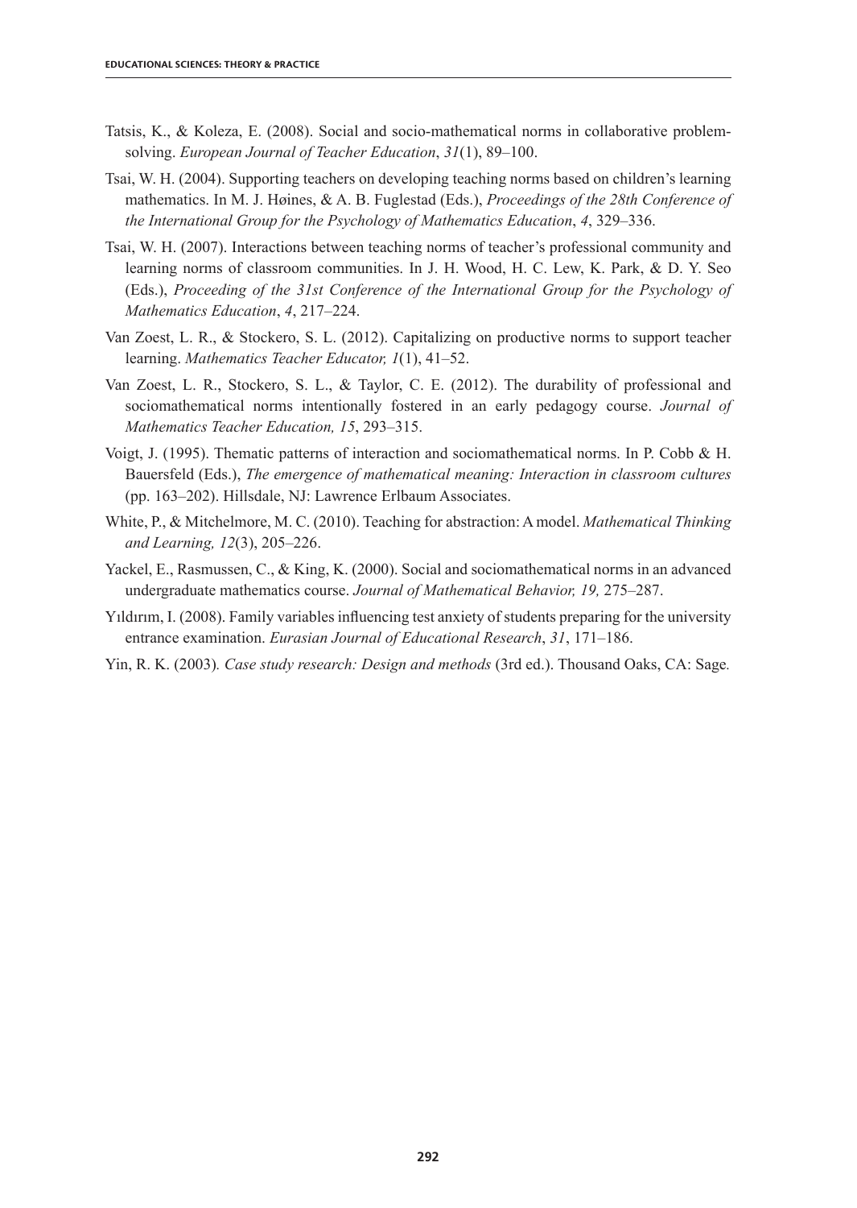Tatsis, K., & Koleza, E. (2008). Social and socio-mathematical norms in collaborative problem-solving. *European Journal of Teacher Education*, *31*(1), 89–100.

Tsai, W. H. (2004). Supporting teachers on developing teaching norms based on children's learning mathematics. In M. J. Høines, & A. B. Fuglestad (Eds.), *Proceedings of the 28th Conference of the International Group for the Psychology of Mathematics Education*, *4*, 329–336.

Tsai, W. H. (2007). Interactions between teaching norms of teacher's professional community and learning norms of classroom communities. In J. H. Wood, H. C. Lew, K. Park, & D. Y. Seo (Eds.), *Proceeding of the 31st Conference of the International Group for the Psychology of Mathematics Education*, *4*, 217–224.

Van Zoest, L. R., & Stockero, S. L. (2012). Capitalizing on productive norms to support teacher learning. *Mathematics Teacher Educator, 1*(1), 41–52.

Van Zoest, L. R., Stockero, S. L., & Taylor, C. E. (2012). The durability of professional and sociomathematical norms intentionally fostered in an early pedagogy course. *Journal of Mathematics Teacher Education, 15*, 293–315.

Voigt, J. (1995). Thematic patterns of interaction and sociomathematical norms. In P. Cobb & H. Bauersfeld (Eds.), *The emergence of mathematical meaning: Interaction in classroom cultures* (pp. 163–202). Hillsdale, NJ: Lawrence Erlbaum Associates.

White, P., & Mitchelmore, M. C. (2010). Teaching for abstraction: A model. *Mathematical Thinking and Learning, 12*(3), 205–226.

Yackel, E., Rasmussen, C., & King, K. (2000). Social and sociomathematical norms in an advanced undergraduate mathematics course. *Journal of Mathematical Behavior, 19,* 275–287.

Yıldırım, I. (2008). Family variables influencing test anxiety of students preparing for the university entrance examination. *Eurasian Journal of Educational Research*, *31*, 171–186.

Yin, R. K. (2003). *Case study research: Design and methods* (3rd ed.). Thousand Oaks, CA: Sage.